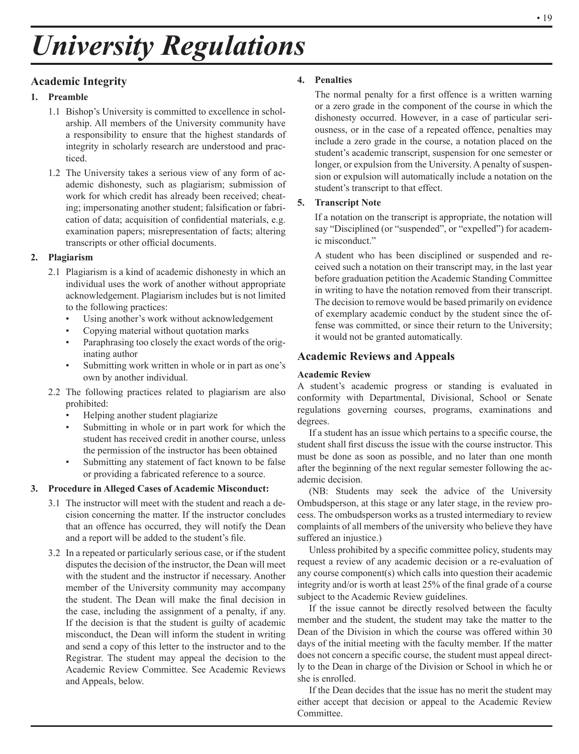# University Regulations

## Academic Integrity

**1. Preamble**

1.1 Bishop's University is committed to excellence in scholarship. All members of the University community have a responsibility to ensure that the highest standards of integrity in scholarly research are understood and practiced.

1.2 The University takes a serious view of any form of academic dishonesty, such as plagiarism; submission of work for which credit has already been received; cheating; impersonating another student; falsification or fabrication of data; acquisition of confidential materials, e.g. examination papers; misrepresentation of facts; altering transcripts or other official documents.

**2. Plagiarism**

2.1 Plagiarism is a kind of academic dishonesty in which an individual uses the work of another without appropriate acknowledgement. Plagiarism includes but is not limited to the following practices:

- Using another's work without acknowledgement
- Copying material without quotation marks
- Paraphrasing too closely the exact words of the originating author
- Submitting work written in whole or in part as one's own by another individual.

2.2 The following practices related to plagiarism are also prohibited:

- Helping another student plagiarize
- Submitting in whole or in part work for which the student has received credit in another course, unless the permission of the instructor has been obtained
- Submitting any statement of fact known to be false or providing a fabricated reference to a source.

**3. Procedure in Alleged Cases of Academic Misconduct:**

3.1 The instructor will meet with the student and reach a decision concerning the matter. If the instructor concludes that an offence has occurred, they will notify the Dean and a report will be added to the student's file.

3.2 In a repeated or particularly serious case, or if the student disputes the decision of the instructor, the Dean will meet with the student and the instructor if necessary. Another member of the University community may accompany the student. The Dean will make the final decision in the case, including the assignment of a penalty, if any. If the decision is that the student is guilty of academic misconduct, the Dean will inform the student in writing and send a copy of this letter to the instructor and to the Registrar. The student may appeal the decision to the Academic Review Committee. See Academic Reviews and Appeals, below.

**4. Penalties**

The normal penalty for a first offence is a written warning or a zero grade in the component of the course in which the dishonesty occurred. However, in a case of particular seriousness, or in the case of a repeated offence, penalties may include a zero grade in the course, a notation placed on the student's academic transcript, suspension for one semester or longer, or expulsion from the University. A penalty of suspension or expulsion will automatically include a notation on the student's transcript to that effect.

**5. Transcript Note**

If a notation on the transcript is appropriate, the notation will say "Disciplined (or "suspended", or "expelled") for academic misconduct."

A student who has been disciplined or suspended and received such a notation on their transcript may, in the last year before graduation petition the Academic Standing Committee in writing to have the notation removed from their transcript. The decision to remove would be based primarily on evidence of exemplary academic conduct by the student since the offense was committed, or since their return to the University; it would not be granted automatically.

## Academic Reviews and Appeals

**Academic Review**

A student's academic progress or standing is evaluated in conformity with Departmental, Divisional, School or Senate regulations governing courses, programs, examinations and degrees.

If a student has an issue which pertains to a specific course, the student shall first discuss the issue with the course instructor. This must be done as soon as possible, and no later than one month after the beginning of the next regular semester following the academic decision.

(NB: Students may seek the advice of the University Ombudsperson, at this stage or any later stage, in the review process. The ombudsperson works as a trusted intermediary to review complaints of all members of the university who believe they have suffered an injustice.)

Unless prohibited by a specific committee policy, students may request a review of any academic decision or a re-evaluation of any course component(s) which calls into question their academic integrity and/or is worth at least 25% of the final grade of a course subject to the Academic Review guidelines.

If the issue cannot be directly resolved between the faculty member and the student, the student may take the matter to the Dean of the Division in which the course was offered within 30 days of the initial meeting with the faculty member. If the matter does not concern a specific course, the student must appeal directly to the Dean in charge of the Division or School in which he or she is enrolled.

If the Dean decides that the issue has no merit the student may either accept that decision or appeal to the Academic Review Committee.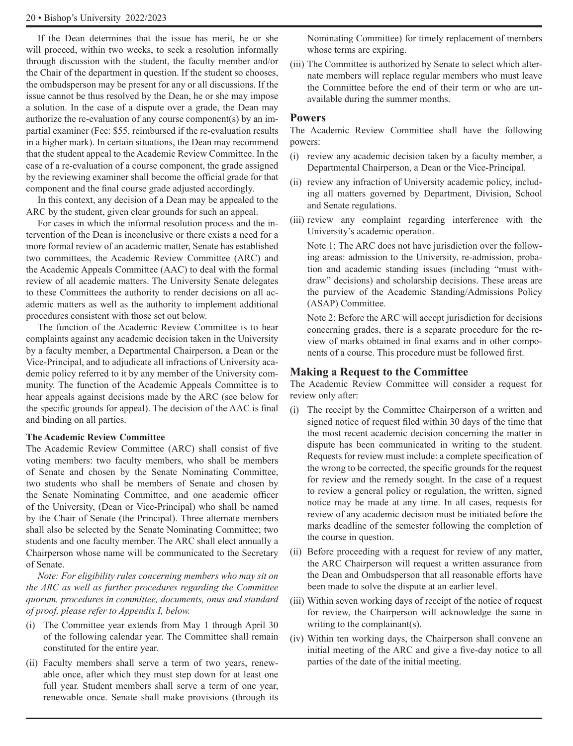If the Dean determines that the issue has merit, he or she will proceed, within two weeks, to seek a resolution informally through discussion with the student, the faculty member and/or the Chair of the department in question. If the student so chooses, the ombudsperson may be present for any or all discussions. If the issue cannot be thus resolved by the Dean, he or she may impose a solution. In the case of a dispute over a grade, the Dean may authorize the re-evaluation of any course component(s) by an impartial examiner (Fee: $55, reimbursed if the re-evaluation results in a higher mark). In certain situations, the Dean may recommend that the student appeal to the Academic Review Committee. In the case of a re-evaluation of a course component, the grade assigned by the reviewing examiner shall become the official grade for that component and the final course grade adjusted accordingly.

In this context, any decision of a Dean may be appealed to the ARC by the student, given clear grounds for such an appeal.

For cases in which the informal resolution process and the intervention of the Dean is inconclusive or there exists a need for a more formal review of an academic matter, Senate has established two committees, the Academic Review Committee (ARC) and the Academic Appeals Committee (AAC) to deal with the formal review of all academic matters. The University Senate delegates to these Committees the authority to render decisions on all academic matters as well as the authority to implement additional procedures consistent with those set out below.

The function of the Academic Review Committee is to hear complaints against any academic decision taken in the University by a faculty member, a Departmental Chairperson, a Dean or the Vice-Principal, and to adjudicate all infractions of University academic policy referred to it by any member of the University community. The function of the Academic Appeals Committee is to hear appeals against decisions made by the ARC (see below for the specific grounds for appeal). The decision of the AAC is final and binding on all parties.

**The Academic Review Committee**

The Academic Review Committee (ARC) shall consist of five voting members: two faculty members, who shall be members of Senate and chosen by the Senate Nominating Committee, two students who shall be members of Senate and chosen by the Senate Nominating Committee, and one academic officer of the University, (Dean or Vice-Principal) who shall be named by the Chair of Senate (the Principal). Three alternate members shall also be selected by the Senate Nominating Committee; two students and one faculty member. The ARC shall elect annually a Chairperson whose name will be communicated to the Secretary of Senate.

*Note: For eligibility rules concerning members who may sit on the ARC as well as further procedures regarding the Committee quorum, procedures in committee, documents, onus and standard of proof, please refer to Appendix I, below.*

(i) The Committee year extends from May 1 through April 30 of the following calendar year. The Committee shall remain constituted for the entire year.

(ii) Faculty members shall serve a term of two years, renewable once, after which they must step down for at least one full year. Student members shall serve a term of one year, renewable once. Senate shall make provisions (through its Nominating Committee) for timely replacement of members whose terms are expiring.

(iii) The Committee is authorized by Senate to select which alternate members will replace regular members who must leave the Committee before the end of their term or who are unavailable during the summer months.

## Powers

The Academic Review Committee shall have the following powers:

(i) review any academic decision taken by a faculty member, a Departmental Chairperson, a Dean or the Vice-Principal.

(ii) review any infraction of University academic policy, including all matters governed by Department, Division, School and Senate regulations.

(iii) review any complaint regarding interference with the University's academic operation.

Note 1: The ARC does not have jurisdiction over the following areas: admission to the University, re-admission, probation and academic standing issues (including "must withdraw" decisions) and scholarship decisions. These areas are the purview of the Academic Standing/Admissions Policy (ASAP) Committee.

Note 2: Before the ARC will accept jurisdiction for decisions concerning grades, there is a separate procedure for the review of marks obtained in final exams and in other components of a course. This procedure must be followed first.

## Making a Request to the Committee

The Academic Review Committee will consider a request for review only after:

(i) The receipt by the Committee Chairperson of a written and signed notice of request filed within 30 days of the time that the most recent academic decision concerning the matter in dispute has been communicated in writing to the student. Requests for review must include: a complete specification of the wrong to be corrected, the specific grounds for the request for review and the remedy sought. In the case of a request to review a general policy or regulation, the written, signed notice may be made at any time. In all cases, requests for review of any academic decision must be initiated before the marks deadline of the semester following the completion of the course in question.

(ii) Before proceeding with a request for review of any matter, the ARC Chairperson will request a written assurance from the Dean and Ombudsperson that all reasonable efforts have been made to solve the dispute at an earlier level.

(iii) Within seven working days of receipt of the notice of request for review, the Chairperson will acknowledge the same in writing to the complainant(s).

(iv) Within ten working days, the Chairperson shall convene an initial meeting of the ARC and give a five-day notice to all parties of the date of the initial meeting.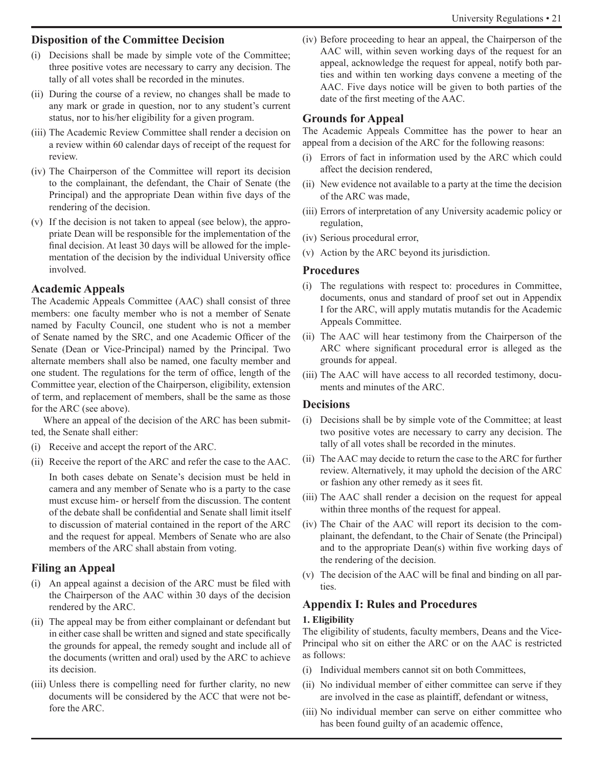## Disposition of the Committee Decision

(i) Decisions shall be made by simple vote of the Committee; three positive votes are necessary to carry any decision. The tally of all votes shall be recorded in the minutes.

(ii) During the course of a review, no changes shall be made to any mark or grade in question, nor to any student's current status, nor to his/her eligibility for a given program.

(iii) The Academic Review Committee shall render a decision on a review within 60 calendar days of receipt of the request for review.

(iv) The Chairperson of the Committee will report its decision to the complainant, the defendant, the Chair of Senate (the Principal) and the appropriate Dean within five days of the rendering of the decision.

(v) If the decision is not taken to appeal (see below), the appropriate Dean will be responsible for the implementation of the final decision. At least 30 days will be allowed for the implementation of the decision by the individual University office involved.

## Academic Appeals

The Academic Appeals Committee (AAC) shall consist of three members: one faculty member who is not a member of Senate named by Faculty Council, one student who is not a member of Senate named by the SRC, and one Academic Officer of the Senate (Dean or Vice-Principal) named by the Principal. Two alternate members shall also be named, one faculty member and one student. The regulations for the term of office, length of the Committee year, election of the Chairperson, eligibility, extension of term, and replacement of members, shall be the same as those for the ARC (see above).

Where an appeal of the decision of the ARC has been submitted, the Senate shall either:

(i) Receive and accept the report of the ARC.

(ii) Receive the report of the ARC and refer the case to the AAC.

In both cases debate on Senate's decision must be held in camera and any member of Senate who is a party to the case must excuse him- or herself from the discussion. The content of the debate shall be confidential and Senate shall limit itself to discussion of material contained in the report of the ARC and the request for appeal. Members of Senate who are also members of the ARC shall abstain from voting.

## Filing an Appeal

(i) An appeal against a decision of the ARC must be filed with the Chairperson of the AAC within 30 days of the decision rendered by the ARC.

(ii) The appeal may be from either complainant or defendant but in either case shall be written and signed and state specifically the grounds for appeal, the remedy sought and include all of the documents (written and oral) used by the ARC to achieve its decision.

(iii) Unless there is compelling need for further clarity, no new documents will be considered by the ACC that were not before the ARC.

(iv) Before proceeding to hear an appeal, the Chairperson of the AAC will, within seven working days of the request for an appeal, acknowledge the request for appeal, notify both parties and within ten working days convene a meeting of the AAC. Five days notice will be given to both parties of the date of the first meeting of the AAC.

## Grounds for Appeal

The Academic Appeals Committee has the power to hear an appeal from a decision of the ARC for the following reasons:

(i) Errors of fact in information used by the ARC which could affect the decision rendered,

(ii) New evidence not available to a party at the time the decision of the ARC was made,

(iii) Errors of interpretation of any University academic policy or regulation,

(iv) Serious procedural error,

(v) Action by the ARC beyond its jurisdiction.

## Procedures

(i) The regulations with respect to: procedures in Committee, documents, onus and standard of proof set out in Appendix I for the ARC, will apply mutatis mutandis for the Academic Appeals Committee.

(ii) The AAC will hear testimony from the Chairperson of the ARC where significant procedural error is alleged as the grounds for appeal.

(iii) The AAC will have access to all recorded testimony, documents and minutes of the ARC.

## Decisions

(i) Decisions shall be by simple vote of the Committee; at least two positive votes are necessary to carry any decision. The tally of all votes shall be recorded in the minutes.

(ii) The AAC may decide to return the case to the ARC for further review. Alternatively, it may uphold the decision of the ARC or fashion any other remedy as it sees fit.

(iii) The AAC shall render a decision on the request for appeal within three months of the request for appeal.

(iv) The Chair of the AAC will report its decision to the complainant, the defendant, to the Chair of Senate (the Principal) and to the appropriate Dean(s) within five working days of the rendering of the decision.

(v) The decision of the AAC will be final and binding on all parties.

## Appendix I: Rules and Procedures

### 1. Eligibility

The eligibility of students, faculty members, Deans and the Vice-Principal who sit on either the ARC or on the AAC is restricted as follows:

(i) Individual members cannot sit on both Committees,

(ii) No individual member of either committee can serve if they are involved in the case as plaintiff, defendant or witness,

(iii) No individual member can serve on either committee who has been found guilty of an academic offence,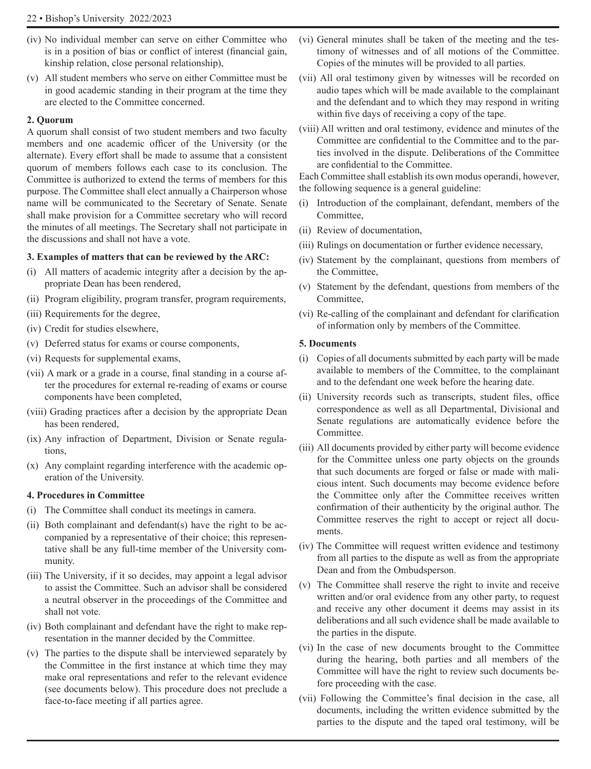(iv) No individual member can serve on either Committee who is in a position of bias or conflict of interest (financial gain, kinship relation, close personal relationship),

(v) All student members who serve on either Committee must be in good academic standing in their program at the time they are elected to the Committee concerned.

**2. Quorum**

A quorum shall consist of two student members and two faculty members and one academic officer of the University (or the alternate). Every effort shall be made to assume that a consistent quorum of members follows each case to its conclusion. The Committee is authorized to extend the terms of members for this purpose. The Committee shall elect annually a Chairperson whose name will be communicated to the Secretary of Senate. Senate shall make provision for a Committee secretary who will record the minutes of all meetings. The Secretary shall not participate in the discussions and shall not have a vote.

**3. Examples of matters that can be reviewed by the ARC:**

(i) All matters of academic integrity after a decision by the appropriate Dean has been rendered,

(ii) Program eligibility, program transfer, program requirements,

(iii) Requirements for the degree,

(iv) Credit for studies elsewhere,

(v) Deferred status for exams or course components,

(vi) Requests for supplemental exams,

(vii) A mark or a grade in a course, final standing in a course after the procedures for external re-reading of exams or course components have been completed,

(viii) Grading practices after a decision by the appropriate Dean has been rendered,

(ix) Any infraction of Department, Division or Senate regulations,

(x) Any complaint regarding interference with the academic operation of the University.

**4. Procedures in Committee**

(i) The Committee shall conduct its meetings in camera.

(ii) Both complainant and defendant(s) have the right to be accompanied by a representative of their choice; this representative shall be any full-time member of the University community.

(iii) The University, if it so decides, may appoint a legal advisor to assist the Committee. Such an advisor shall be considered a neutral observer in the proceedings of the Committee and shall not vote.

(iv) Both complainant and defendant have the right to make representation in the manner decided by the Committee.

(v) The parties to the dispute shall be interviewed separately by the Committee in the first instance at which time they may make oral representations and refer to the relevant evidence (see documents below). This procedure does not preclude a face-to-face meeting if all parties agree.

(vi) General minutes shall be taken of the meeting and the testimony of witnesses and of all motions of the Committee. Copies of the minutes will be provided to all parties.

(vii) All oral testimony given by witnesses will be recorded on audio tapes which will be made available to the complainant and the defendant and to which they may respond in writing within five days of receiving a copy of the tape.

(viii) All written and oral testimony, evidence and minutes of the Committee are confidential to the Committee and to the parties involved in the dispute. Deliberations of the Committee are confidential to the Committee.

Each Committee shall establish its own modus operandi, however, the following sequence is a general guideline:

(i) Introduction of the complainant, defendant, members of the Committee,

(ii) Review of documentation,

(iii) Rulings on documentation or further evidence necessary,

(iv) Statement by the complainant, questions from members of the Committee,

(v) Statement by the defendant, questions from members of the Committee,

(vi) Re-calling of the complainant and defendant for clarification of information only by members of the Committee.

**5. Documents**

(i) Copies of all documents submitted by each party will be made available to members of the Committee, to the complainant and to the defendant one week before the hearing date.

(ii) University records such as transcripts, student files, office correspondence as well as all Departmental, Divisional and Senate regulations are automatically evidence before the Committee.

(iii) All documents provided by either party will become evidence for the Committee unless one party objects on the grounds that such documents are forged or false or made with malicious intent. Such documents may become evidence before the Committee only after the Committee receives written confirmation of their authenticity by the original author. The Committee reserves the right to accept or reject all documents.

(iv) The Committee will request written evidence and testimony from all parties to the dispute as well as from the appropriate Dean and from the Ombudsperson.

(v) The Committee shall reserve the right to invite and receive written and/or oral evidence from any other party, to request and receive any other document it deems may assist in its deliberations and all such evidence shall be made available to the parties in the dispute.

(vi) In the case of new documents brought to the Committee during the hearing, both parties and all members of the Committee will have the right to review such documents before proceeding with the case.

(vii) Following the Committee's final decision in the case, all documents, including the written evidence submitted by the parties to the dispute and the taped oral testimony, will be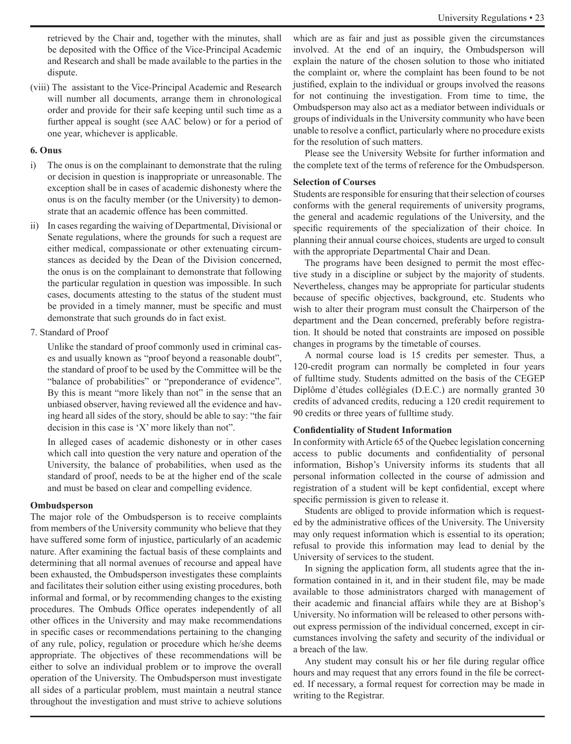retrieved by the Chair and, together with the minutes, shall be deposited with the Office of the Vice-Principal Academic and Research and shall be made available to the parties in the dispute.

(viii) The assistant to the Vice-Principal Academic and Research will number all documents, arrange them in chronological order and provide for their safe keeping until such time as a further appeal is sought (see AAC below) or for a period of one year, whichever is applicable.

**6. Onus**

i) The onus is on the complainant to demonstrate that the ruling or decision in question is inappropriate or unreasonable. The exception shall be in cases of academic dishonesty where the onus is on the faculty member (or the University) to demonstrate that an academic offence has been committed.

ii) In cases regarding the waiving of Departmental, Divisional or Senate regulations, where the grounds for such a request are either medical, compassionate or other extenuating circumstances as decided by the Dean of the Division concerned, the onus is on the complainant to demonstrate that following the particular regulation in question was impossible. In such cases, documents attesting to the status of the student must be provided in a timely manner, must be specific and must demonstrate that such grounds do in fact exist.

7. Standard of Proof

Unlike the standard of proof commonly used in criminal cases and usually known as "proof beyond a reasonable doubt", the standard of proof to be used by the Committee will be the "balance of probabilities" or "preponderance of evidence". By this is meant "more likely than not" in the sense that an unbiased observer, having reviewed all the evidence and having heard all sides of the story, should be able to say: "the fair decision in this case is 'X' more likely than not".

In alleged cases of academic dishonesty or in other cases which call into question the very nature and operation of the University, the balance of probabilities, when used as the standard of proof, needs to be at the higher end of the scale and must be based on clear and compelling evidence.

**Ombudsperson**

The major role of the Ombudsperson is to receive complaints from members of the University community who believe that they have suffered some form of injustice, particularly of an academic nature. After examining the factual basis of these complaints and determining that all normal avenues of recourse and appeal have been exhausted, the Ombudsperson investigates these complaints and facilitates their solution either using existing procedures, both informal and formal, or by recommending changes to the existing procedures. The Ombuds Office operates independently of all other offices in the University and may make recommendations in specific cases or recommendations pertaining to the changing of any rule, policy, regulation or procedure which he/she deems appropriate. The objectives of these recommendations will be either to solve an individual problem or to improve the overall operation of the University. The Ombudsperson must investigate all sides of a particular problem, must maintain a neutral stance throughout the investigation and must strive to achieve solutions which are as fair and just as possible given the circumstances involved. At the end of an inquiry, the Ombudsperson will explain the nature of the chosen solution to those who initiated the complaint or, where the complaint has been found to be not justified, explain to the individual or groups involved the reasons for not continuing the investigation. From time to time, the Ombudsperson may also act as a mediator between individuals or groups of individuals in the University community who have been unable to resolve a conflict, particularly where no procedure exists for the resolution of such matters.

Please see the University Website for further information and the complete text of the terms of reference for the Ombudsperson.

**Selection of Courses**

Students are responsible for ensuring that their selection of courses conforms with the general requirements of university programs, the general and academic regulations of the University, and the specific requirements of the specialization of their choice. In planning their annual course choices, students are urged to consult with the appropriate Departmental Chair and Dean.

The programs have been designed to permit the most effective study in a discipline or subject by the majority of students. Nevertheless, changes may be appropriate for particular students because of specific objectives, background, etc. Students who wish to alter their program must consult the Chairperson of the department and the Dean concerned, preferably before registration. It should be noted that constraints are imposed on possible changes in programs by the timetable of courses.

A normal course load is 15 credits per semester. Thus, a 120-credit program can normally be completed in four years of fulltime study. Students admitted on the basis of the CEGEP Diplôme d'études collégiales (D.E.C.) are normally granted 30 credits of advanced credits, reducing a 120 credit requirement to 90 credits or three years of fulltime study.

**Confidentiality of Student Information**

In conformity with Article 65 of the Quebec legislation concerning access to public documents and confidentiality of personal information, Bishop's University informs its students that all personal information collected in the course of admission and registration of a student will be kept confidential, except where specific permission is given to release it.

Students are obliged to provide information which is requested by the administrative offices of the University. The University may only request information which is essential to its operation; refusal to provide this information may lead to denial by the University of services to the student.

In signing the application form, all students agree that the information contained in it, and in their student file, may be made available to those administrators charged with management of their academic and financial affairs while they are at Bishop's University. No information will be released to other persons without express permission of the individual concerned, except in circumstances involving the safety and security of the individual or a breach of the law.

Any student may consult his or her file during regular office hours and may request that any errors found in the file be corrected. If necessary, a formal request for correction may be made in writing to the Registrar.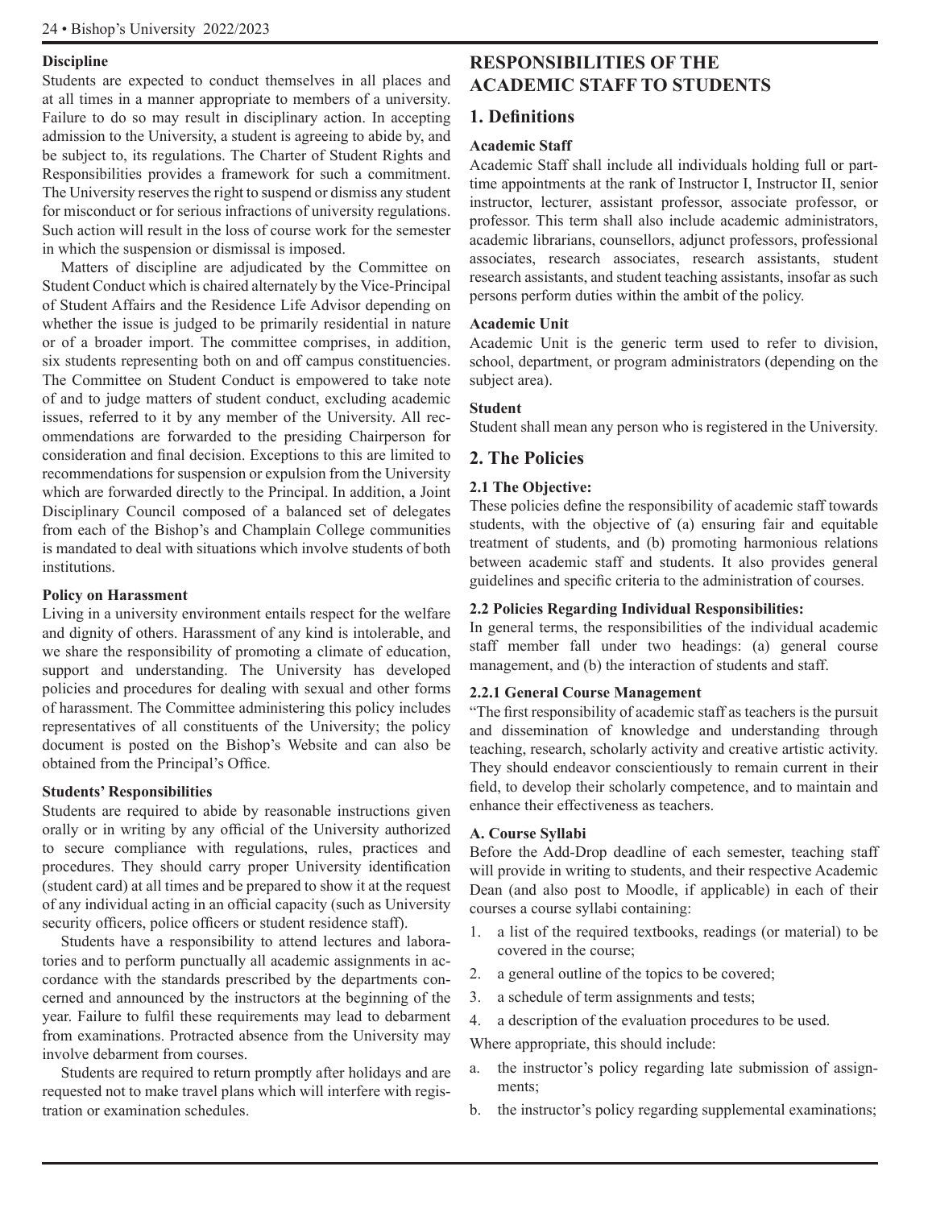**Discipline**

Students are expected to conduct themselves in all places and at all times in a manner appropriate to members of a university. Failure to do so may result in disciplinary action. In accepting admission to the University, a student is agreeing to abide by, and be subject to, its regulations. The Charter of Student Rights and Responsibilities provides a framework for such a commitment. The University reserves the right to suspend or dismiss any student for misconduct or for serious infractions of university regulations. Such action will result in the loss of course work for the semester in which the suspension or dismissal is imposed.

Matters of discipline are adjudicated by the Committee on Student Conduct which is chaired alternately by the Vice-Principal of Student Affairs and the Residence Life Advisor depending on whether the issue is judged to be primarily residential in nature or of a broader import. The committee comprises, in addition, six students representing both on and off campus constituencies. The Committee on Student Conduct is empowered to take note of and to judge matters of student conduct, excluding academic issues, referred to it by any member of the University. All recommendations are forwarded to the presiding Chairperson for consideration and final decision. Exceptions to this are limited to recommendations for suspension or expulsion from the University which are forwarded directly to the Principal. In addition, a Joint Disciplinary Council composed of a balanced set of delegates from each of the Bishop's and Champlain College communities is mandated to deal with situations which involve students of both institutions.

**Policy on Harassment**

Living in a university environment entails respect for the welfare and dignity of others. Harassment of any kind is intolerable, and we share the responsibility of promoting a climate of education, support and understanding. The University has developed policies and procedures for dealing with sexual and other forms of harassment. The Committee administering this policy includes representatives of all constituents of the University; the policy document is posted on the Bishop's Website and can also be obtained from the Principal's Office.

**Students' Responsibilities**

Students are required to abide by reasonable instructions given orally or in writing by any official of the University authorized to secure compliance with regulations, rules, practices and procedures. They should carry proper University identification (student card) at all times and be prepared to show it at the request of any individual acting in an official capacity (such as University security officers, police officers or student residence staff).

Students have a responsibility to attend lectures and laboratories and to perform punctually all academic assignments in accordance with the standards prescribed by the departments concerned and announced by the instructors at the beginning of the year. Failure to fulfil these requirements may lead to debarment from examinations. Protracted absence from the University may involve debarment from courses.

Students are required to return promptly after holidays and are requested not to make travel plans which will interfere with registration or examination schedules.

## RESPONSIBILITIES OF THE ACADEMIC STAFF TO STUDENTS

### 1. Definitions

**Academic Staff**

Academic Staff shall include all individuals holding full or part-time appointments at the rank of Instructor I, Instructor II, senior instructor, lecturer, assistant professor, associate professor, or professor. This term shall also include academic administrators, academic librarians, counsellors, adjunct professors, professional associates, research associates, research assistants, student research assistants, and student teaching assistants, insofar as such persons perform duties within the ambit of the policy.

**Academic Unit**

Academic Unit is the generic term used to refer to division, school, department, or program administrators (depending on the subject area).

**Student**

Student shall mean any person who is registered in the University.

### 2. The Policies

**2.1 The Objective:**

These policies define the responsibility of academic staff towards students, with the objective of (a) ensuring fair and equitable treatment of students, and (b) promoting harmonious relations between academic staff and students. It also provides general guidelines and specific criteria to the administration of courses.

**2.2 Policies Regarding Individual Responsibilities:**

In general terms, the responsibilities of the individual academic staff member fall under two headings: (a) general course management, and (b) the interaction of students and staff.

**2.2.1 General Course Management**

"The first responsibility of academic staff as teachers is the pursuit and dissemination of knowledge and understanding through teaching, research, scholarly activity and creative artistic activity. They should endeavor conscientiously to remain current in their field, to develop their scholarly competence, and to maintain and enhance their effectiveness as teachers.

**A. Course Syllabi**

Before the Add-Drop deadline of each semester, teaching staff will provide in writing to students, and their respective Academic Dean (and also post to Moodle, if applicable) in each of their courses a course syllabi containing:

1. a list of the required textbooks, readings (or material) to be covered in the course;
2. a general outline of the topics to be covered;
3. a schedule of term assignments and tests;
4. a description of the evaluation procedures to be used.

Where appropriate, this should include:

a. the instructor's policy regarding late submission of assignments;
b. the instructor's policy regarding supplemental examinations;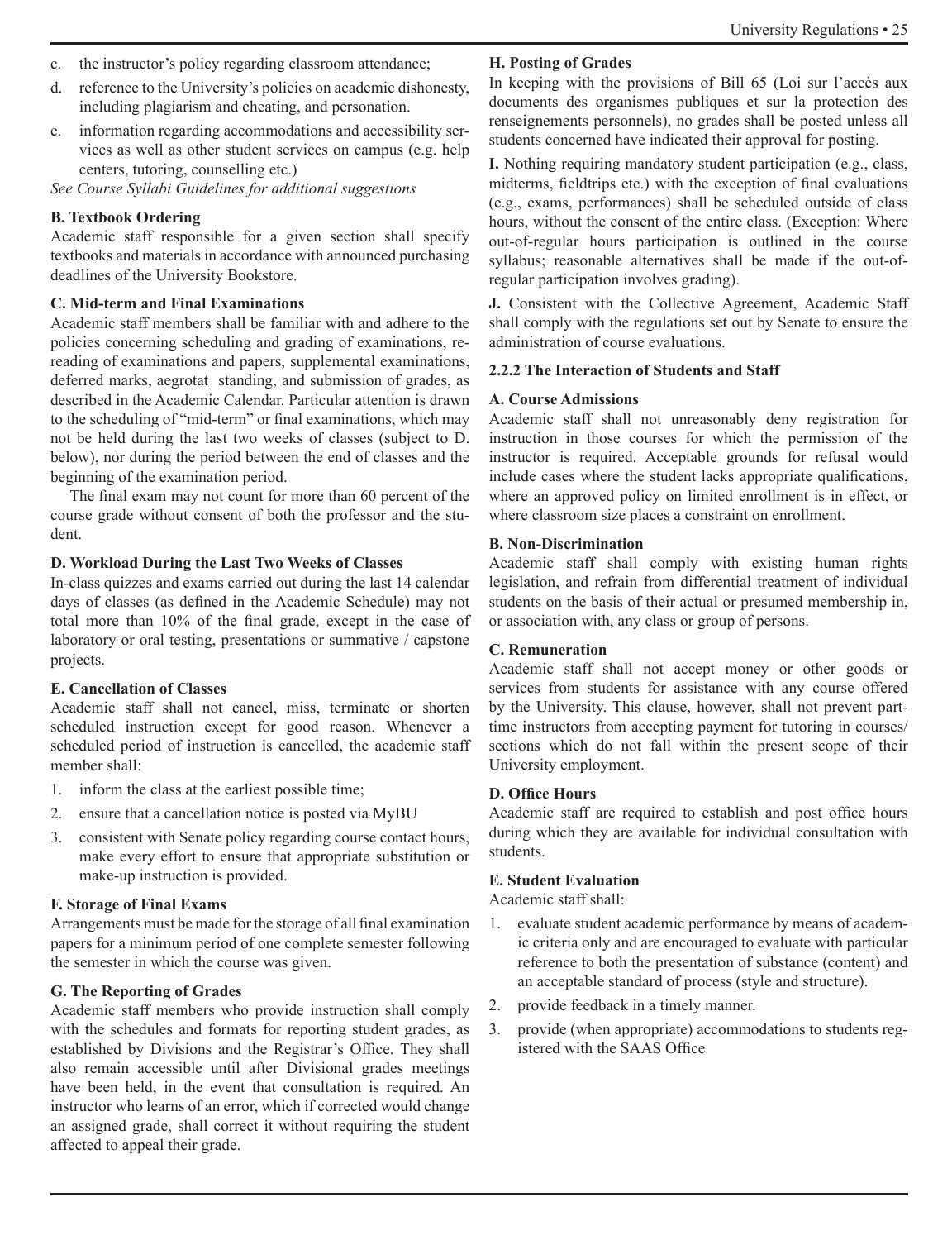c. the instructor's policy regarding classroom attendance;

d. reference to the University's policies on academic dishonesty, including plagiarism and cheating, and personation.

e. information regarding accommodations and accessibility services as well as other student services on campus (e.g. help centers, tutoring, counselling etc.)

*See Course Syllabi Guidelines for additional suggestions*

**B. Textbook Ordering**

Academic staff responsible for a given section shall specify textbooks and materials in accordance with announced purchasing deadlines of the University Bookstore.

**C. Mid-term and Final Examinations**

Academic staff members shall be familiar with and adhere to the policies concerning scheduling and grading of examinations, re-reading of examinations and papers, supplemental examinations, deferred marks, aegrotat standing, and submission of grades, as described in the Academic Calendar. Particular attention is drawn to the scheduling of "mid-term" or final examinations, which may not be held during the last two weeks of classes (subject to D. below), nor during the period between the end of classes and the beginning of the examination period.

The final exam may not count for more than 60 percent of the course grade without consent of both the professor and the student.

**D. Workload During the Last Two Weeks of Classes**

In-class quizzes and exams carried out during the last 14 calendar days of classes (as defined in the Academic Schedule) may not total more than 10% of the final grade, except in the case of laboratory or oral testing, presentations or summative / capstone projects.

**E. Cancellation of Classes**

Academic staff shall not cancel, miss, terminate or shorten scheduled instruction except for good reason. Whenever a scheduled period of instruction is cancelled, the academic staff member shall:

1. inform the class at the earliest possible time;
2. ensure that a cancellation notice is posted via MyBU
3. consistent with Senate policy regarding course contact hours, make every effort to ensure that appropriate substitution or make-up instruction is provided.

**F. Storage of Final Exams**

Arrangements must be made for the storage of all final examination papers for a minimum period of one complete semester following the semester in which the course was given.

**G. The Reporting of Grades**

Academic staff members who provide instruction shall comply with the schedules and formats for reporting student grades, as established by Divisions and the Registrar's Office. They shall also remain accessible until after Divisional grades meetings have been held, in the event that consultation is required. An instructor who learns of an error, which if corrected would change an assigned grade, shall correct it without requiring the student affected to appeal their grade.

**H. Posting of Grades**

In keeping with the provisions of Bill 65 (Loi sur l'accès aux documents des organismes publiques et sur la protection des renseignements personnels), no grades shall be posted unless all students concerned have indicated their approval for posting.

**I.** Nothing requiring mandatory student participation (e.g., class, midterms, fieldtrips etc.) with the exception of final evaluations (e.g., exams, performances) shall be scheduled outside of class hours, without the consent of the entire class. (Exception: Where out-of-regular hours participation is outlined in the course syllabus; reasonable alternatives shall be made if the out-of-regular participation involves grading).

**J.** Consistent with the Collective Agreement, Academic Staff shall comply with the regulations set out by Senate to ensure the administration of course evaluations.

### 2.2.2 The Interaction of Students and Staff

**A. Course Admissions**

Academic staff shall not unreasonably deny registration for instruction in those courses for which the permission of the instructor is required. Acceptable grounds for refusal would include cases where the student lacks appropriate qualifications, where an approved policy on limited enrollment is in effect, or where classroom size places a constraint on enrollment.

**B. Non-Discrimination**

Academic staff shall comply with existing human rights legislation, and refrain from differential treatment of individual students on the basis of their actual or presumed membership in, or association with, any class or group of persons.

**C. Remuneration**

Academic staff shall not accept money or other goods or services from students for assistance with any course offered by the University. This clause, however, shall not prevent part-time instructors from accepting payment for tutoring in courses/ sections which do not fall within the present scope of their University employment.

**D. Office Hours**

Academic staff are required to establish and post office hours during which they are available for individual consultation with students.

**E. Student Evaluation**

Academic staff shall:

1. evaluate student academic performance by means of academic criteria only and are encouraged to evaluate with particular reference to both the presentation of substance (content) and an acceptable standard of process (style and structure).
2. provide feedback in a timely manner.
3. provide (when appropriate) accommodations to students registered with the SAAS Office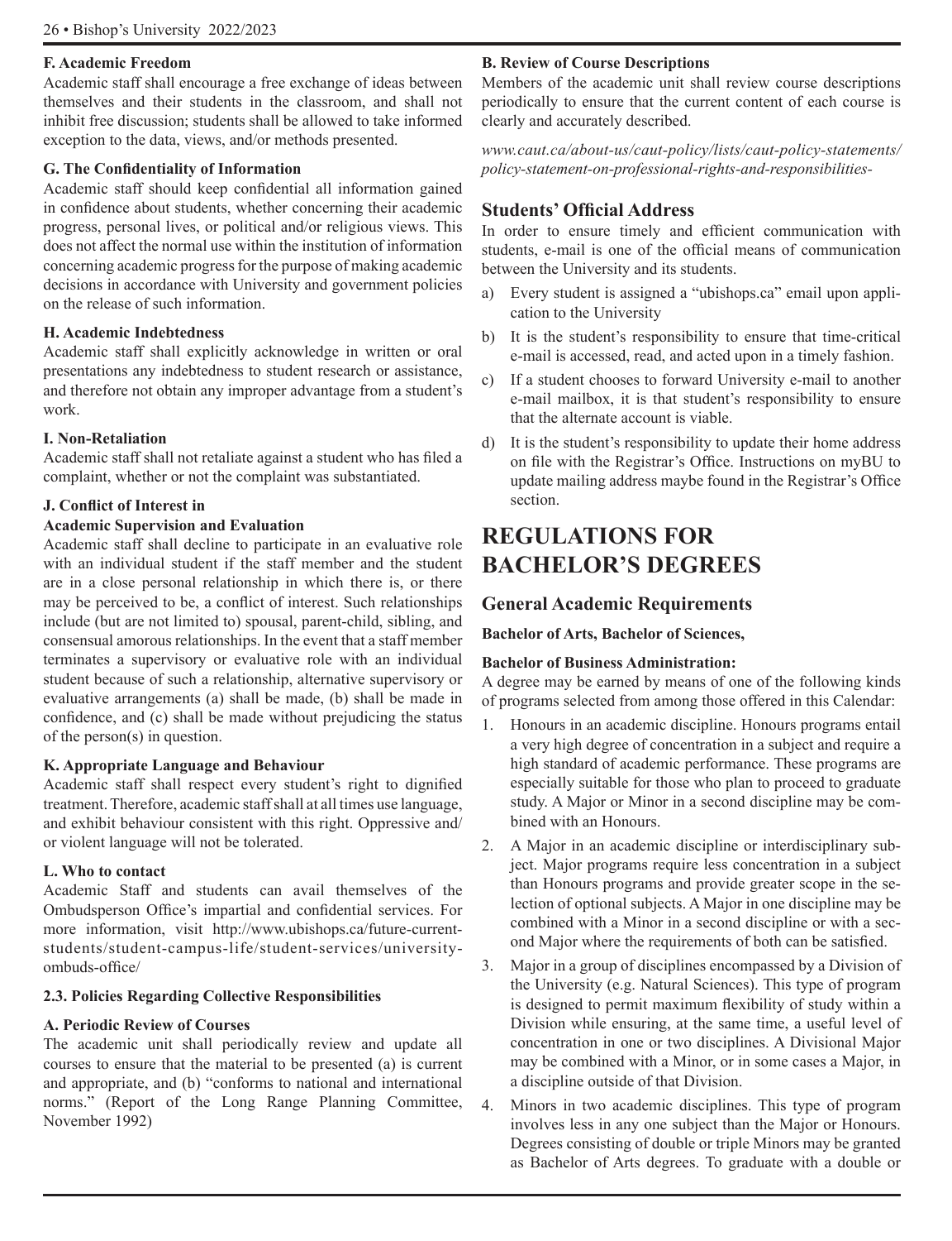**F. Academic Freedom**

Academic staff shall encourage a free exchange of ideas between themselves and their students in the classroom, and shall not inhibit free discussion; students shall be allowed to take informed exception to the data, views, and/or methods presented.

**G. The Confidentiality of Information**

Academic staff should keep confidential all information gained in confidence about students, whether concerning their academic progress, personal lives, or political and/or religious views. This does not affect the normal use within the institution of information concerning academic progress for the purpose of making academic decisions in accordance with University and government policies on the release of such information.

**H. Academic Indebtedness**

Academic staff shall explicitly acknowledge in written or oral presentations any indebtedness to student research or assistance, and therefore not obtain any improper advantage from a student's work.

**I. Non-Retaliation**

Academic staff shall not retaliate against a student who has filed a complaint, whether or not the complaint was substantiated.

**J. Conflict of Interest in Academic Supervision and Evaluation**

Academic staff shall decline to participate in an evaluative role with an individual student if the staff member and the student are in a close personal relationship in which there is, or there may be perceived to be, a conflict of interest. Such relationships include (but are not limited to) spousal, parent-child, sibling, and consensual amorous relationships. In the event that a staff member terminates a supervisory or evaluative role with an individual student because of such a relationship, alternative supervisory or evaluative arrangements (a) shall be made, (b) shall be made in confidence, and (c) shall be made without prejudicing the status of the person(s) in question.

**K. Appropriate Language and Behaviour**

Academic staff shall respect every student's right to dignified treatment. Therefore, academic staff shall at all times use language, and exhibit behaviour consistent with this right. Oppressive and/or violent language will not be tolerated.

**L. Who to contact**

Academic Staff and students can avail themselves of the Ombudsperson Office's impartial and confidential services. For more information, visit http://www.ubishops.ca/future-current-students/student-campus-life/student-services/university-ombuds-office/

**2.3. Policies Regarding Collective Responsibilities**

**A. Periodic Review of Courses**

The academic unit shall periodically review and update all courses to ensure that the material to be presented (a) is current and appropriate, and (b) "conforms to national and international norms." (Report of the Long Range Planning Committee, November 1992)

**B. Review of Course Descriptions**

Members of the academic unit shall review course descriptions periodically to ensure that the current content of each course is clearly and accurately described.

*www.caut.ca/about-us/caut-policy/lists/caut-policy-statements/policy-statement-on-professional-rights-and-responsibilities-*

## Students' Official Address

In order to ensure timely and efficient communication with students, e-mail is one of the official means of communication between the University and its students.

a) Every student is assigned a "ubishops.ca" email upon application to the University

b) It is the student's responsibility to ensure that time-critical e-mail is accessed, read, and acted upon in a timely fashion.

c) If a student chooses to forward University e-mail to another e-mail mailbox, it is that student's responsibility to ensure that the alternate account is viable.

d) It is the student's responsibility to update their home address on file with the Registrar's Office. Instructions on myBU to update mailing address maybe found in the Registrar's Office section.

# REGULATIONS FOR BACHELOR'S DEGREES

## General Academic Requirements

**Bachelor of Arts, Bachelor of Sciences,**

**Bachelor of Business Administration:**

A degree may be earned by means of one of the following kinds of programs selected from among those offered in this Calendar:

1. Honours in an academic discipline. Honours programs entail a very high degree of concentration in a subject and require a high standard of academic performance. These programs are especially suitable for those who plan to proceed to graduate study. A Major or Minor in a second discipline may be combined with an Honours.
2. A Major in an academic discipline or interdisciplinary subject. Major programs require less concentration in a subject than Honours programs and provide greater scope in the selection of optional subjects. A Major in one discipline may be combined with a Minor in a second discipline or with a second Major where the requirements of both can be satisfied.
3. Major in a group of disciplines encompassed by a Division of the University (e.g. Natural Sciences). This type of program is designed to permit maximum flexibility of study within a Division while ensuring, at the same time, a useful level of concentration in one or two disciplines. A Divisional Major may be combined with a Minor, or in some cases a Major, in a discipline outside of that Division.
4. Minors in two academic disciplines. This type of program involves less in any one subject than the Major or Honours. Degrees consisting of double or triple Minors may be granted as Bachelor of Arts degrees. To graduate with a double or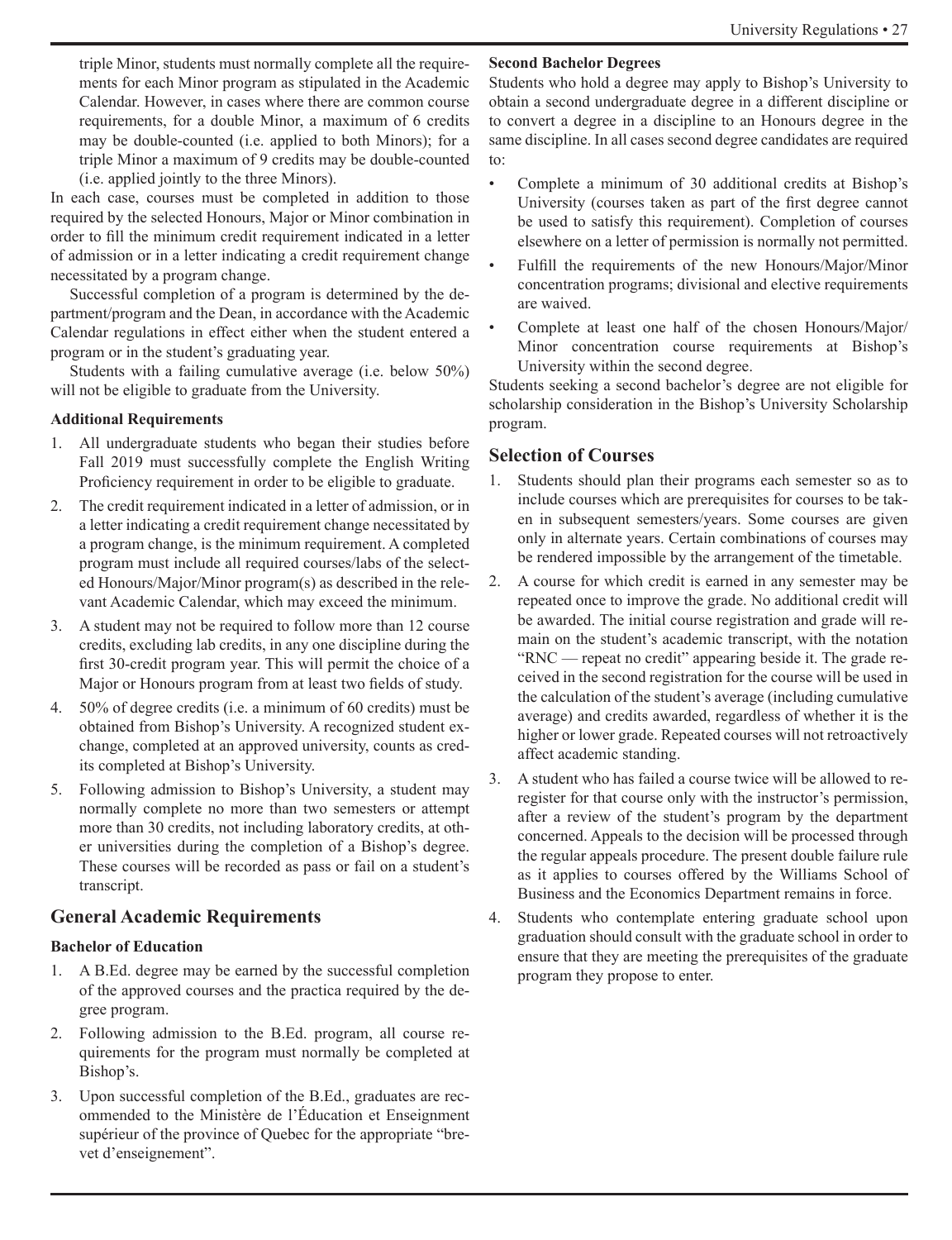triple Minor, students must normally complete all the requirements for each Minor program as stipulated in the Academic Calendar. However, in cases where there are common course requirements, for a double Minor, a maximum of 6 credits may be double-counted (i.e. applied to both Minors); for a triple Minor a maximum of 9 credits may be double-counted (i.e. applied jointly to the three Minors).

In each case, courses must be completed in addition to those required by the selected Honours, Major or Minor combination in order to fill the minimum credit requirement indicated in a letter of admission or in a letter indicating a credit requirement change necessitated by a program change.

Successful completion of a program is determined by the department/program and the Dean, in accordance with the Academic Calendar regulations in effect either when the student entered a program or in the student's graduating year.

Students with a failing cumulative average (i.e. below 50%) will not be eligible to graduate from the University.

#### Additional Requirements

1. All undergraduate students who began their studies before Fall 2019 must successfully complete the English Writing Proficiency requirement in order to be eligible to graduate.
2. The credit requirement indicated in a letter of admission, or in a letter indicating a credit requirement change necessitated by a program change, is the minimum requirement. A completed program must include all required courses/labs of the selected Honours/Major/Minor program(s) as described in the relevant Academic Calendar, which may exceed the minimum.
3. A student may not be required to follow more than 12 course credits, excluding lab credits, in any one discipline during the first 30-credit program year. This will permit the choice of a Major or Honours program from at least two fields of study.
4. 50% of degree credits (i.e. a minimum of 60 credits) must be obtained from Bishop's University. A recognized student exchange, completed at an approved university, counts as credits completed at Bishop's University.
5. Following admission to Bishop's University, a student may normally complete no more than two semesters or attempt more than 30 credits, not including laboratory credits, at other universities during the completion of a Bishop's degree. These courses will be recorded as pass or fail on a student's transcript.

## General Academic Requirements

#### Bachelor of Education

1. A B.Ed. degree may be earned by the successful completion of the approved courses and the practica required by the degree program.
2. Following admission to the B.Ed. program, all course requirements for the program must normally be completed at Bishop's.
3. Upon successful completion of the B.Ed., graduates are recommended to the Ministère de l'Éducation et Enseignment supérieur of the province of Quebec for the appropriate "brevet d'enseignement".

#### Second Bachelor Degrees

Students who hold a degree may apply to Bishop's University to obtain a second undergraduate degree in a different discipline or to convert a degree in a discipline to an Honours degree in the same discipline. In all cases second degree candidates are required to:

- Complete a minimum of 30 additional credits at Bishop's University (courses taken as part of the first degree cannot be used to satisfy this requirement). Completion of courses elsewhere on a letter of permission is normally not permitted.
- Fulfill the requirements of the new Honours/Major/Minor concentration programs; divisional and elective requirements are waived.
- Complete at least one half of the chosen Honours/Major/Minor concentration course requirements at Bishop's University within the second degree.

Students seeking a second bachelor's degree are not eligible for scholarship consideration in the Bishop's University Scholarship program.

## Selection of Courses

1. Students should plan their programs each semester so as to include courses which are prerequisites for courses to be taken in subsequent semesters/years. Some courses are given only in alternate years. Certain combinations of courses may be rendered impossible by the arrangement of the timetable.
2. A course for which credit is earned in any semester may be repeated once to improve the grade. No additional credit will be awarded. The initial course registration and grade will remain on the student's academic transcript, with the notation "RNC — repeat no credit" appearing beside it. The grade received in the second registration for the course will be used in the calculation of the student's average (including cumulative average) and credits awarded, regardless of whether it is the higher or lower grade. Repeated courses will not retroactively affect academic standing.
3. A student who has failed a course twice will be allowed to re-register for that course only with the instructor's permission, after a review of the student's program by the department concerned. Appeals to the decision will be processed through the regular appeals procedure. The present double failure rule as it applies to courses offered by the Williams School of Business and the Economics Department remains in force.
4. Students who contemplate entering graduate school upon graduation should consult with the graduate school in order to ensure that they are meeting the prerequisites of the graduate program they propose to enter.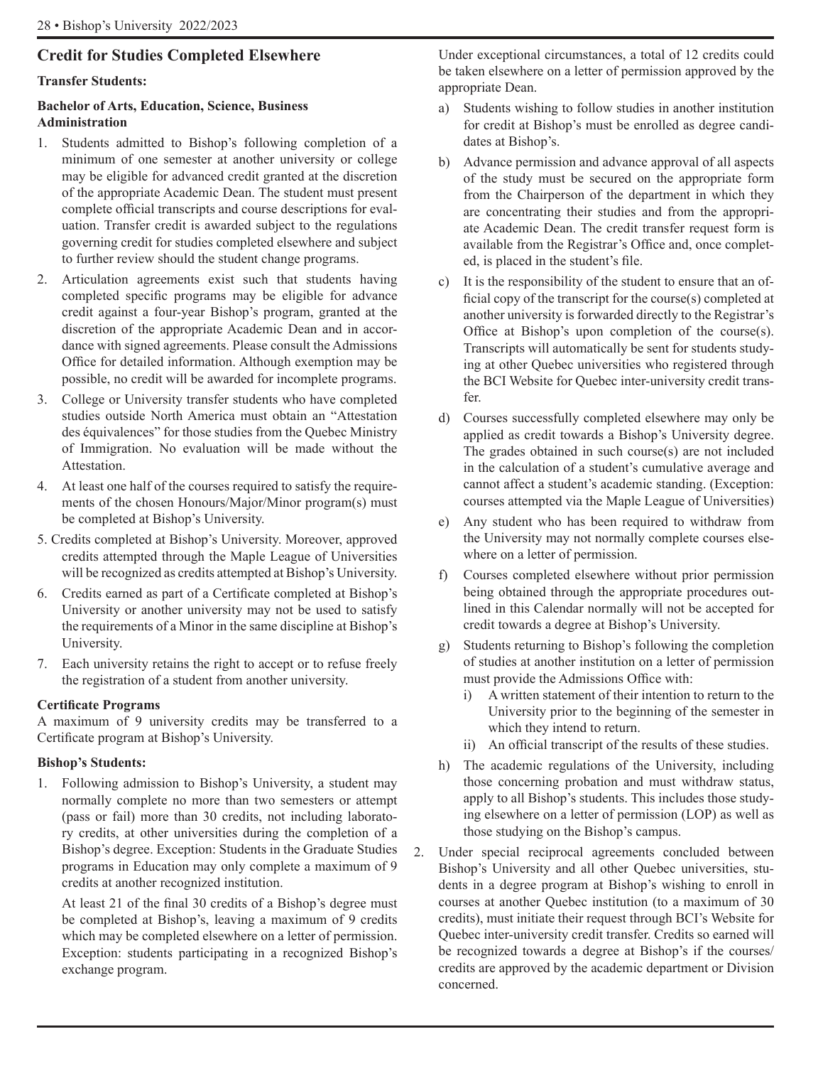## Credit for Studies Completed Elsewhere

### Transfer Students:

**Bachelor of Arts, Education, Science, Business Administration**

1. Students admitted to Bishop's following completion of a minimum of one semester at another university or college may be eligible for advanced credit granted at the discretion of the appropriate Academic Dean. The student must present complete official transcripts and course descriptions for evaluation. Transfer credit is awarded subject to the regulations governing credit for studies completed elsewhere and subject to further review should the student change programs.
2. Articulation agreements exist such that students having completed specific programs may be eligible for advance credit against a four-year Bishop's program, granted at the discretion of the appropriate Academic Dean and in accordance with signed agreements. Please consult the Admissions Office for detailed information. Although exemption may be possible, no credit will be awarded for incomplete programs.
3. College or University transfer students who have completed studies outside North America must obtain an "Attestation des équivalences" for those studies from the Quebec Ministry of Immigration. No evaluation will be made without the Attestation.
4. At least one half of the courses required to satisfy the requirements of the chosen Honours/Major/Minor program(s) must be completed at Bishop's University.
5. Credits completed at Bishop's University. Moreover, approved credits attempted through the Maple League of Universities will be recognized as credits attempted at Bishop's University.
6. Credits earned as part of a Certificate completed at Bishop's University or another university may not be used to satisfy the requirements of a Minor in the same discipline at Bishop's University.
7. Each university retains the right to accept or to refuse freely the registration of a student from another university.

**Certificate Programs**

A maximum of 9 university credits may be transferred to a Certificate program at Bishop's University.

### Bishop's Students:

1. Following admission to Bishop's University, a student may normally complete no more than two semesters or attempt (pass or fail) more than 30 credits, not including laboratory credits, at other universities during the completion of a Bishop's degree. Exception: Students in the Graduate Studies programs in Education may only complete a maximum of 9 credits at another recognized institution.

   At least 21 of the final 30 credits of a Bishop's degree must be completed at Bishop's, leaving a maximum of 9 credits which may be completed elsewhere on a letter of permission. Exception: students participating in a recognized Bishop's exchange program.

   Under exceptional circumstances, a total of 12 credits could be taken elsewhere on a letter of permission approved by the appropriate Dean.

   a) Students wishing to follow studies in another institution for credit at Bishop's must be enrolled as degree candidates at Bishop's.

   b) Advance permission and advance approval of all aspects of the study must be secured on the appropriate form from the Chairperson of the department in which they are concentrating their studies and from the appropriate Academic Dean. The credit transfer request form is available from the Registrar's Office and, once completed, is placed in the student's file.

   c) It is the responsibility of the student to ensure that an official copy of the transcript for the course(s) completed at another university is forwarded directly to the Registrar's Office at Bishop's upon completion of the course(s). Transcripts will automatically be sent for students studying at other Quebec universities who registered through the BCI Website for Quebec inter-university credit transfer.

   d) Courses successfully completed elsewhere may only be applied as credit towards a Bishop's University degree. The grades obtained in such course(s) are not included in the calculation of a student's cumulative average and cannot affect a student's academic standing. (Exception: courses attempted via the Maple League of Universities)

   e) Any student who has been required to withdraw from the University may not normally complete courses elsewhere on a letter of permission.

   f) Courses completed elsewhere without prior permission being obtained through the appropriate procedures outlined in this Calendar normally will not be accepted for credit towards a degree at Bishop's University.

   g) Students returning to Bishop's following the completion of studies at another institution on a letter of permission must provide the Admissions Office with:

      i) A written statement of their intention to return to the University prior to the beginning of the semester in which they intend to return.

      ii) An official transcript of the results of these studies.

   h) The academic regulations of the University, including those concerning probation and must withdraw status, apply to all Bishop's students. This includes those studying elsewhere on a letter of permission (LOP) as well as those studying on the Bishop's campus.

2. Under special reciprocal agreements concluded between Bishop's University and all other Quebec universities, students in a degree program at Bishop's wishing to enroll in courses at another Quebec institution (to a maximum of 30 credits), must initiate their request through BCI's Website for Quebec inter-university credit transfer. Credits so earned will be recognized towards a degree at Bishop's if the courses/credits are approved by the academic department or Division concerned.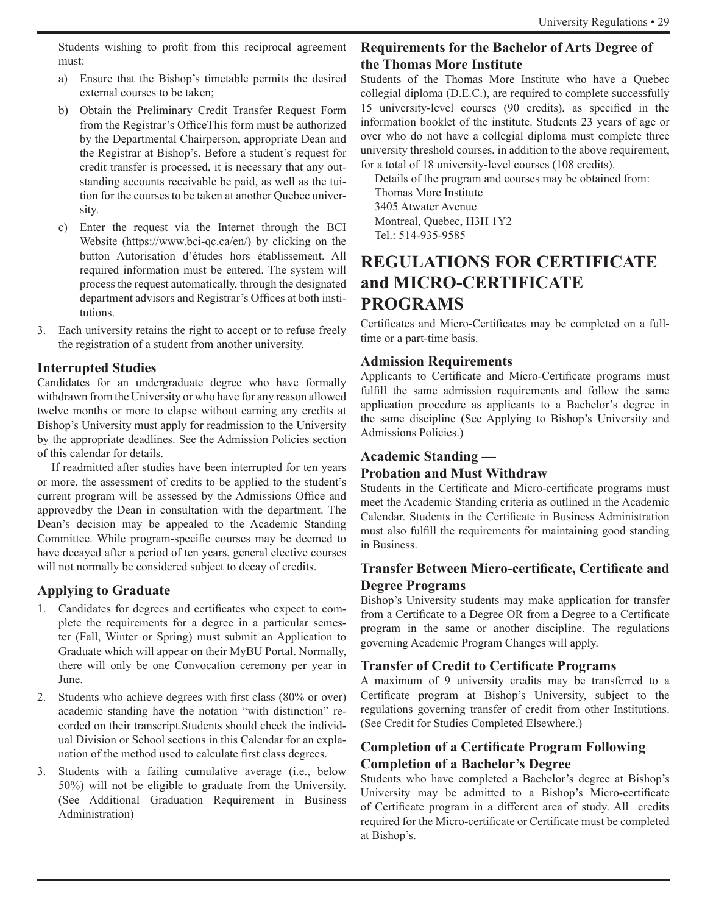Students wishing to profit from this reciprocal agreement must:

a) Ensure that the Bishop's timetable permits the desired external courses to be taken;

b) Obtain the Preliminary Credit Transfer Request Form from the Registrar's OfficeThis form must be authorized by the Departmental Chairperson, appropriate Dean and the Registrar at Bishop's. Before a student's request for credit transfer is processed, it is necessary that any outstanding accounts receivable be paid, as well as the tuition for the courses to be taken at another Quebec university.

c) Enter the request via the Internet through the BCI Website (https://www.bci-qc.ca/en/) by clicking on the button Autorisation d'études hors établissement. All required information must be entered. The system will process the request automatically, through the designated department advisors and Registrar's Offices at both institutions.

3. Each university retains the right to accept or to refuse freely the registration of a student from another university.

### Interrupted Studies

Candidates for an undergraduate degree who have formally withdrawn from the University or who have for any reason allowed twelve months or more to elapse without earning any credits at Bishop's University must apply for readmission to the University by the appropriate deadlines. See the Admission Policies section of this calendar for details.

If readmitted after studies have been interrupted for ten years or more, the assessment of credits to be applied to the student's current program will be assessed by the Admissions Office and approvedby the Dean in consultation with the department. The Dean's decision may be appealed to the Academic Standing Committee. While program-specific courses may be deemed to have decayed after a period of ten years, general elective courses will not normally be considered subject to decay of credits.

### Applying to Graduate

1. Candidates for degrees and certificates who expect to complete the requirements for a degree in a particular semester (Fall, Winter or Spring) must submit an Application to Graduate which will appear on their MyBU Portal. Normally, there will only be one Convocation ceremony per year in June.
2. Students who achieve degrees with first class (80% or over) academic standing have the notation "with distinction" recorded on their transcript.Students should check the individual Division or School sections in this Calendar for an explanation of the method used to calculate first class degrees.
3. Students with a failing cumulative average (i.e., below 50%) will not be eligible to graduate from the University. (See Additional Graduation Requirement in Business Administration)

### Requirements for the Bachelor of Arts Degree of the Thomas More Institute

Students of the Thomas More Institute who have a Quebec collegial diploma (D.E.C.), are required to complete successfully 15 university-level courses (90 credits), as specified in the information booklet of the institute. Students 23 years of age or over who do not have a collegial diploma must complete three university threshold courses, in addition to the above requirement, for a total of 18 university-level courses (108 credits).

Details of the program and courses may be obtained from:
Thomas More Institute
3405 Atwater Avenue
Montreal, Quebec, H3H 1Y2
Tel.: 514-935-9585

## REGULATIONS FOR CERTIFICATE and MICRO-CERTIFICATE PROGRAMS

Certificates and Micro-Certificates may be completed on a full-time or a part-time basis.

### Admission Requirements

Applicants to Certificate and Micro-Certificate programs must fulfill the same admission requirements and follow the same application procedure as applicants to a Bachelor's degree in the same discipline (See Applying to Bishop's University and Admissions Policies.)

### Academic Standing — Probation and Must Withdraw

Students in the Certificate and Micro-certificate programs must meet the Academic Standing criteria as outlined in the Academic Calendar. Students in the Certificate in Business Administration must also fulfill the requirements for maintaining good standing in Business.

### Transfer Between Micro-certificate, Certificate and Degree Programs

Bishop's University students may make application for transfer from a Certificate to a Degree OR from a Degree to a Certificate program in the same or another discipline. The regulations governing Academic Program Changes will apply.

### Transfer of Credit to Certificate Programs

A maximum of 9 university credits may be transferred to a Certificate program at Bishop's University, subject to the regulations governing transfer of credit from other Institutions. (See Credit for Studies Completed Elsewhere.)

### Completion of a Certificate Program Following Completion of a Bachelor's Degree

Students who have completed a Bachelor's degree at Bishop's University may be admitted to a Bishop's Micro-certificate of Certificate program in a different area of study. All credits required for the Micro-certificate or Certificate must be completed at Bishop's.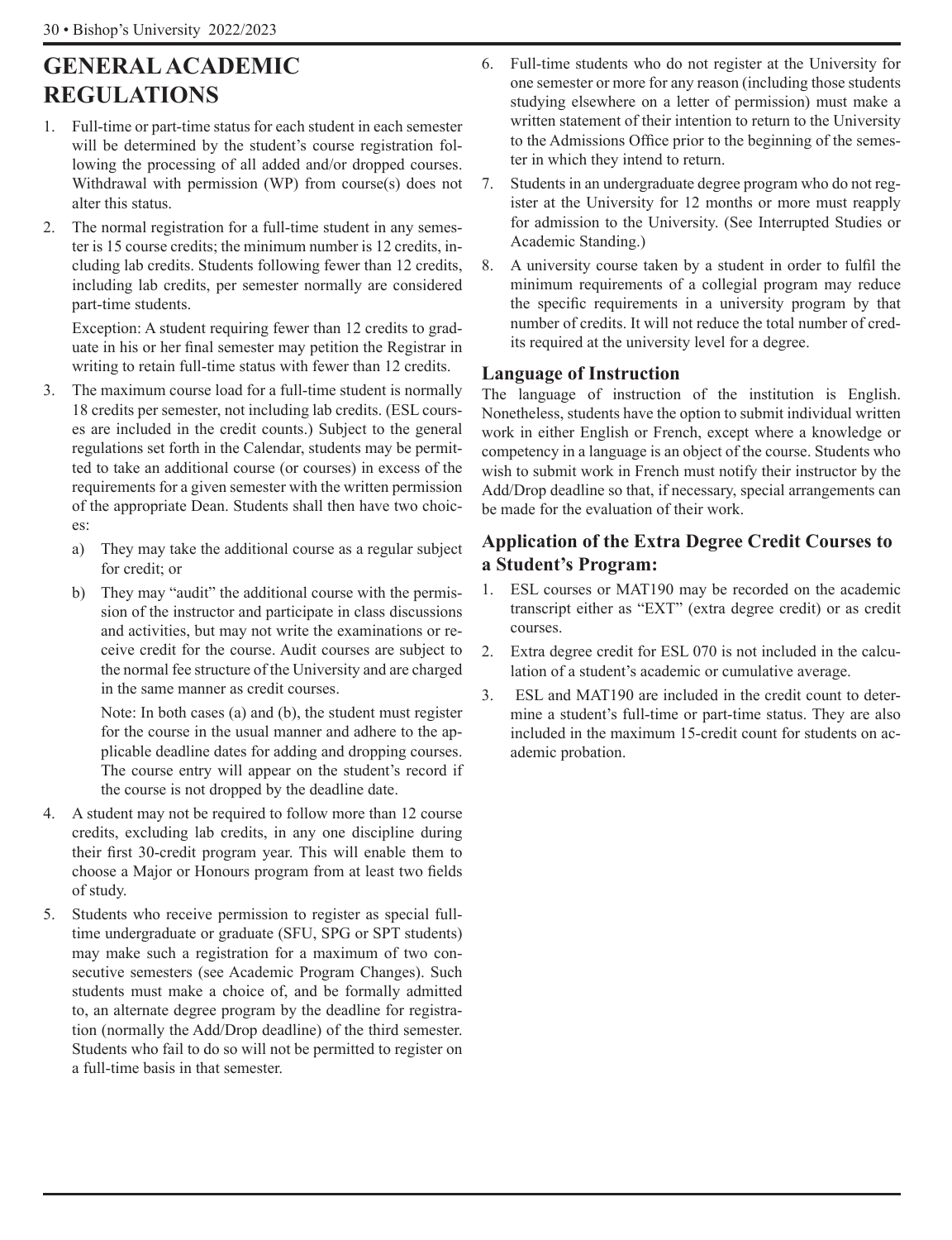# GENERAL ACADEMIC REGULATIONS

1. Full-time or part-time status for each student in each semester will be determined by the student's course registration following the processing of all added and/or dropped courses. Withdrawal with permission (WP) from course(s) does not alter this status.
2. The normal registration for a full-time student in any semester is 15 course credits; the minimum number is 12 credits, including lab credits. Students following fewer than 12 credits, including lab credits, per semester normally are considered part-time students.

   Exception: A student requiring fewer than 12 credits to graduate in his or her final semester may petition the Registrar in writing to retain full-time status with fewer than 12 credits.
3. The maximum course load for a full-time student is normally 18 credits per semester, not including lab credits. (ESL courses are included in the credit counts.) Subject to the general regulations set forth in the Calendar, students may be permitted to take an additional course (or courses) in excess of the requirements for a given semester with the written permission of the appropriate Dean. Students shall then have two choices:
   a) They may take the additional course as a regular subject for credit; or
   b) They may "audit" the additional course with the permission of the instructor and participate in class discussions and activities, but may not write the examinations or receive credit for the course. Audit courses are subject to the normal fee structure of the University and are charged in the same manner as credit courses.

      Note: In both cases (a) and (b), the student must register for the course in the usual manner and adhere to the applicable deadline dates for adding and dropping courses. The course entry will appear on the student's record if the course is not dropped by the deadline date.
4. A student may not be required to follow more than 12 course credits, excluding lab credits, in any one discipline during their first 30-credit program year. This will enable them to choose a Major or Honours program from at least two fields of study.
5. Students who receive permission to register as special full-time undergraduate or graduate (SFU, SPG or SPT students) may make such a registration for a maximum of two consecutive semesters (see Academic Program Changes). Such students must make a choice of, and be formally admitted to, an alternate degree program by the deadline for registration (normally the Add/Drop deadline) of the third semester. Students who fail to do so will not be permitted to register on a full-time basis in that semester.
6. Full-time students who do not register at the University for one semester or more for any reason (including those students studying elsewhere on a letter of permission) must make a written statement of their intention to return to the University to the Admissions Office prior to the beginning of the semester in which they intend to return.
7. Students in an undergraduate degree program who do not register at the University for 12 months or more must reapply for admission to the University. (See Interrupted Studies or Academic Standing.)
8. A university course taken by a student in order to fulfil the minimum requirements of a collegial program may reduce the specific requirements in a university program by that number of credits. It will not reduce the total number of credits required at the university level for a degree.

### Language of Instruction

The language of instruction of the institution is English. Nonetheless, students have the option to submit individual written work in either English or French, except where a knowledge or competency in a language is an object of the course. Students who wish to submit work in French must notify their instructor by the Add/Drop deadline so that, if necessary, special arrangements can be made for the evaluation of their work.

### Application of the Extra Degree Credit Courses to a Student's Program:

1. ESL courses or MAT190 may be recorded on the academic transcript either as "EXT" (extra degree credit) or as credit courses.
2. Extra degree credit for ESL 070 is not included in the calculation of a student's academic or cumulative average.
3. ESL and MAT190 are included in the credit count to determine a student's full-time or part-time status. They are also included in the maximum 15-credit count for students on academic probation.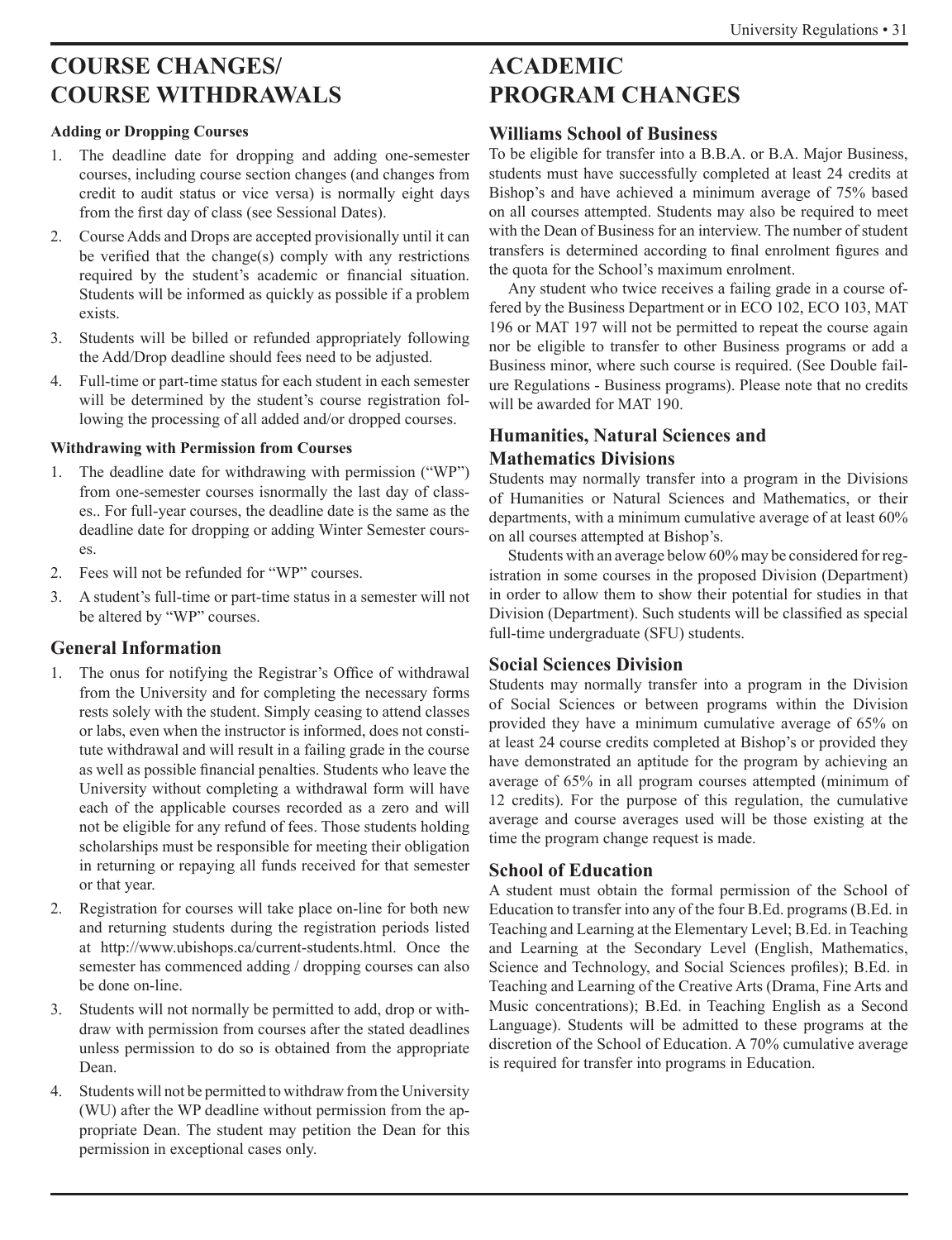# COURSE CHANGES/ COURSE WITHDRAWALS

#### Adding or Dropping Courses

1. The deadline date for dropping and adding one-semester courses, including course section changes (and changes from credit to audit status or vice versa) is normally eight days from the first day of class (see Sessional Dates).
2. Course Adds and Drops are accepted provisionally until it can be verified that the change(s) comply with any restrictions required by the student's academic or financial situation. Students will be informed as quickly as possible if a problem exists.
3. Students will be billed or refunded appropriately following the Add/Drop deadline should fees need to be adjusted.
4. Full-time or part-time status for each student in each semester will be determined by the student's course registration following the processing of all added and/or dropped courses.

#### Withdrawing with Permission from Courses

1. The deadline date for withdrawing with permission ("WP") from one-semester courses isnormally the last day of classes.. For full-year courses, the deadline date is the same as the deadline date for dropping or adding Winter Semester courses.
2. Fees will not be refunded for "WP" courses.
3. A student's full-time or part-time status in a semester will not be altered by "WP" courses.

## General Information

1. The onus for notifying the Registrar's Office of withdrawal from the University and for completing the necessary forms rests solely with the student. Simply ceasing to attend classes or labs, even when the instructor is informed, does not constitute withdrawal and will result in a failing grade in the course as well as possible financial penalties. Students who leave the University without completing a withdrawal form will have each of the applicable courses recorded as a zero and will not be eligible for any refund of fees. Those students holding scholarships must be responsible for meeting their obligation in returning or repaying all funds received for that semester or that year.
2. Registration for courses will take place on-line for both new and returning students during the registration periods listed at http://www.ubishops.ca/current-students.html. Once the semester has commenced adding / dropping courses can also be done on-line.
3. Students will not normally be permitted to add, drop or withdraw with permission from courses after the stated deadlines unless permission to do so is obtained from the appropriate Dean.
4. Students will not be permitted to withdraw from the University (WU) after the WP deadline without permission from the appropriate Dean. The student may petition the Dean for this permission in exceptional cases only.

# ACADEMIC PROGRAM CHANGES

## Williams School of Business

To be eligible for transfer into a B.B.A. or B.A. Major Business, students must have successfully completed at least 24 credits at Bishop's and have achieved a minimum average of 75% based on all courses attempted. Students may also be required to meet with the Dean of Business for an interview. The number of student transfers is determined according to final enrolment figures and the quota for the School's maximum enrolment.

Any student who twice receives a failing grade in a course offered by the Business Department or in ECO 102, ECO 103, MAT 196 or MAT 197 will not be permitted to repeat the course again nor be eligible to transfer to other Business programs or add a Business minor, where such course is required. (See Double failure Regulations - Business programs). Please note that no credits will be awarded for MAT 190.

## Humanities, Natural Sciences and Mathematics Divisions

Students may normally transfer into a program in the Divisions of Humanities or Natural Sciences and Mathematics, or their departments, with a minimum cumulative average of at least 60% on all courses attempted at Bishop's.

Students with an average below 60% may be considered for registration in some courses in the proposed Division (Department) in order to allow them to show their potential for studies in that Division (Department). Such students will be classified as special full-time undergraduate (SFU) students.

## Social Sciences Division

Students may normally transfer into a program in the Division of Social Sciences or between programs within the Division provided they have a minimum cumulative average of 65% on at least 24 course credits completed at Bishop's or provided they have demonstrated an aptitude for the program by achieving an average of 65% in all program courses attempted (minimum of 12 credits). For the purpose of this regulation, the cumulative average and course averages used will be those existing at the time the program change request is made.

## School of Education

A student must obtain the formal permission of the School of Education to transfer into any of the four B.Ed. programs (B.Ed. in Teaching and Learning at the Elementary Level; B.Ed. in Teaching and Learning at the Secondary Level (English, Mathematics, Science and Technology, and Social Sciences profiles); B.Ed. in Teaching and Learning of the Creative Arts (Drama, Fine Arts and Music concentrations); B.Ed. in Teaching English as a Second Language). Students will be admitted to these programs at the discretion of the School of Education. A 70% cumulative average is required for transfer into programs in Education.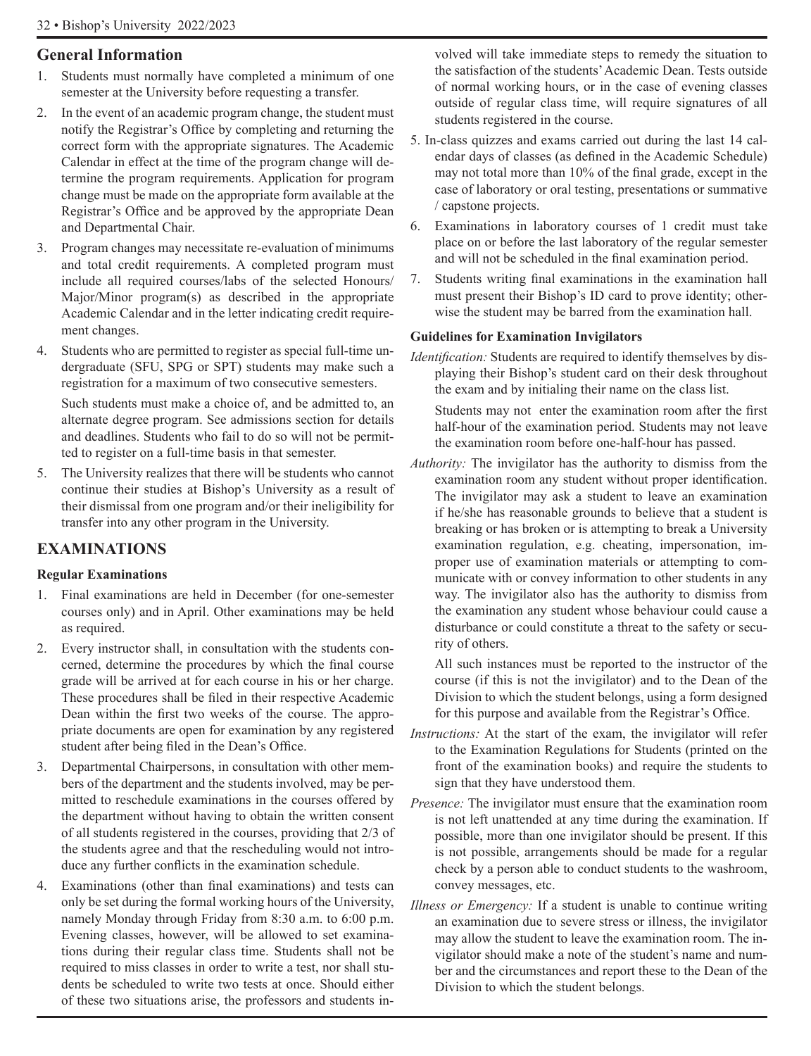## General Information

1. Students must normally have completed a minimum of one semester at the University before requesting a transfer.
2. In the event of an academic program change, the student must notify the Registrar's Office by completing and returning the correct form with the appropriate signatures. The Academic Calendar in effect at the time of the program change will determine the program requirements. Application for program change must be made on the appropriate form available at the Registrar's Office and be approved by the appropriate Dean and Departmental Chair.
3. Program changes may necessitate re-evaluation of minimums and total credit requirements. A completed program must include all required courses/labs of the selected Honours/ Major/Minor program(s) as described in the appropriate Academic Calendar and in the letter indicating credit requirement changes.
4. Students who are permitted to register as special full-time undergraduate (SFU, SPG or SPT) students may make such a registration for a maximum of two consecutive semesters.

   Such students must make a choice of, and be admitted to, an alternate degree program. See admissions section for details and deadlines. Students who fail to do so will not be permitted to register on a full-time basis in that semester.
5. The University realizes that there will be students who cannot continue their studies at Bishop's University as a result of their dismissal from one program and/or their ineligibility for transfer into any other program in the University.

## EXAMINATIONS

### Regular Examinations

1. Final examinations are held in December (for one-semester courses only) and in April. Other examinations may be held as required.
2. Every instructor shall, in consultation with the students concerned, determine the procedures by which the final course grade will be arrived at for each course in his or her charge. These procedures shall be filed in their respective Academic Dean within the first two weeks of the course. The appropriate documents are open for examination by any registered student after being filed in the Dean's Office.
3. Departmental Chairpersons, in consultation with other members of the department and the students involved, may be permitted to reschedule examinations in the courses offered by the department without having to obtain the written consent of all students registered in the courses, providing that 2/3 of the students agree and that the rescheduling would not introduce any further conflicts in the examination schedule.
4. Examinations (other than final examinations) and tests can only be set during the formal working hours of the University, namely Monday through Friday from 8:30 a.m. to 6:00 p.m. Evening classes, however, will be allowed to set examinations during their regular class time. Students shall not be required to miss classes in order to write a test, nor shall students be scheduled to write two tests at once. Should either of these two situations arise, the professors and students involved will take immediate steps to remedy the situation to the satisfaction of the students' Academic Dean. Tests outside of normal working hours, or in the case of evening classes outside of regular class time, will require signatures of all students registered in the course.
5. In-class quizzes and exams carried out during the last 14 calendar days of classes (as defined in the Academic Schedule) may not total more than 10% of the final grade, except in the case of laboratory or oral testing, presentations or summative / capstone projects.
6. Examinations in laboratory courses of 1 credit must take place on or before the last laboratory of the regular semester and will not be scheduled in the final examination period.
7. Students writing final examinations in the examination hall must present their Bishop's ID card to prove identity; otherwise the student may be barred from the examination hall.

### Guidelines for Examination Invigilators

*Identification:* Students are required to identify themselves by displaying their Bishop's student card on their desk throughout the exam and by initialing their name on the class list.

Students may not enter the examination room after the first half-hour of the examination period. Students may not leave the examination room before one-half-hour has passed.

*Authority:* The invigilator has the authority to dismiss from the examination room any student without proper identification. The invigilator may ask a student to leave an examination if he/she has reasonable grounds to believe that a student is breaking or has broken or is attempting to break a University examination regulation, e.g. cheating, impersonation, improper use of examination materials or attempting to communicate with or convey information to other students in any way. The invigilator also has the authority to dismiss from the examination any student whose behaviour could cause a disturbance or could constitute a threat to the safety or security of others.

All such instances must be reported to the instructor of the course (if this is not the invigilator) and to the Dean of the Division to which the student belongs, using a form designed for this purpose and available from the Registrar's Office.

*Instructions:* At the start of the exam, the invigilator will refer to the Examination Regulations for Students (printed on the front of the examination books) and require the students to sign that they have understood them.

*Presence:* The invigilator must ensure that the examination room is not left unattended at any time during the examination. If possible, more than one invigilator should be present. If this is not possible, arrangements should be made for a regular check by a person able to conduct students to the washroom, convey messages, etc.

*Illness or Emergency:* If a student is unable to continue writing an examination due to severe stress or illness, the invigilator may allow the student to leave the examination room. The invigilator should make a note of the student's name and number and the circumstances and report these to the Dean of the Division to which the student belongs.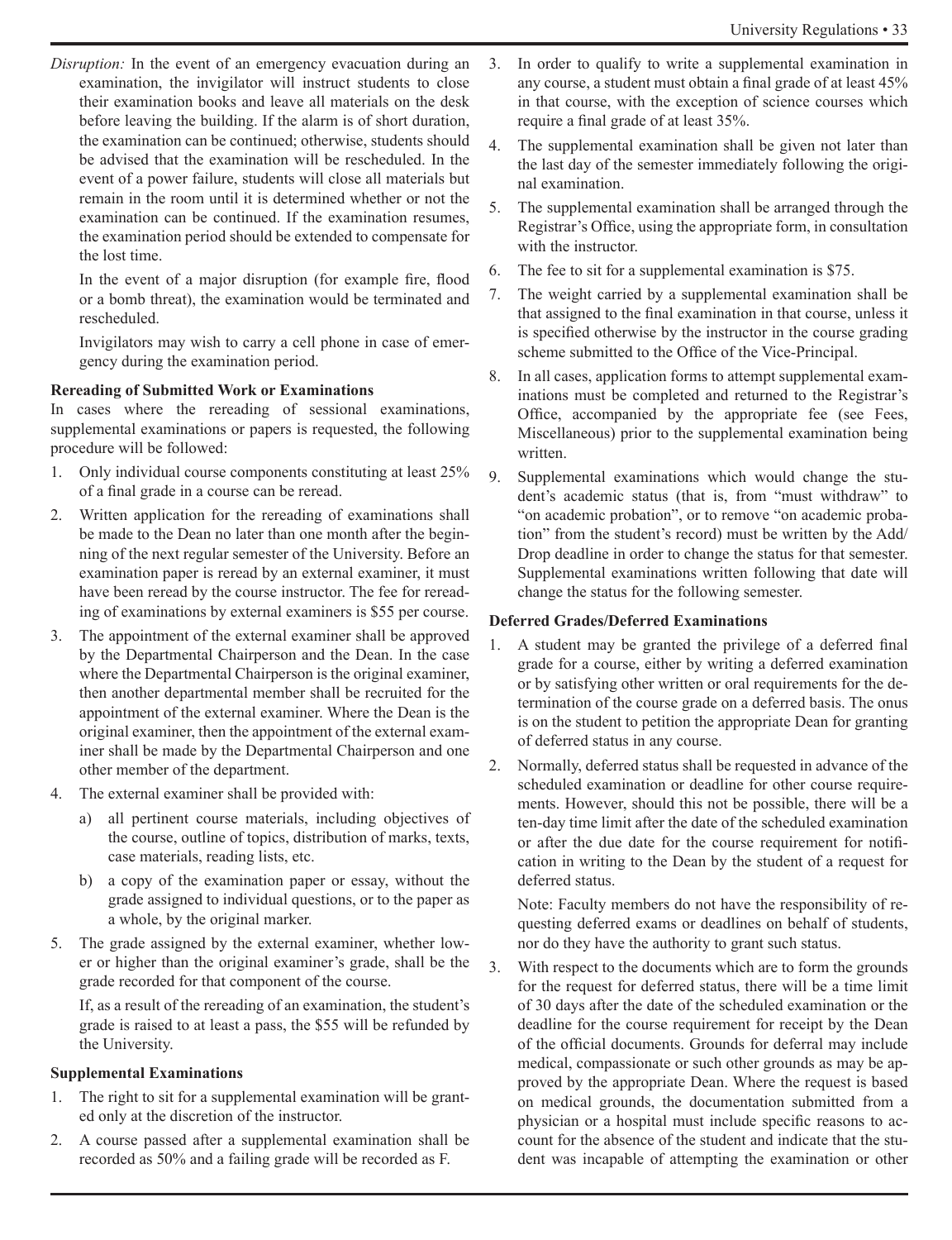*Disruption:* In the event of an emergency evacuation during an examination, the invigilator will instruct students to close their examination books and leave all materials on the desk before leaving the building. If the alarm is of short duration, the examination can be continued; otherwise, students should be advised that the examination will be rescheduled. In the event of a power failure, students will close all materials but remain in the room until it is determined whether or not the examination can be continued. If the examination resumes, the examination period should be extended to compensate for the lost time.

In the event of a major disruption (for example fire, flood or a bomb threat), the examination would be terminated and rescheduled.

Invigilators may wish to carry a cell phone in case of emergency during the examination period.

**Rereading of Submitted Work or Examinations**

In cases where the rereading of sessional examinations, supplemental examinations or papers is requested, the following procedure will be followed:

1. Only individual course components constituting at least 25% of a final grade in a course can be reread.
2. Written application for the rereading of examinations shall be made to the Dean no later than one month after the beginning of the next regular semester of the University. Before an examination paper is reread by an external examiner, it must have been reread by the course instructor. The fee for rereading of examinations by external examiners is $55 per course.
3. The appointment of the external examiner shall be approved by the Departmental Chairperson and the Dean. In the case where the Departmental Chairperson is the original examiner, then another departmental member shall be recruited for the appointment of the external examiner. Where the Dean is the original examiner, then the appointment of the external examiner shall be made by the Departmental Chairperson and one other member of the department.
4. The external examiner shall be provided with:
   a) all pertinent course materials, including objectives of the course, outline of topics, distribution of marks, texts, case materials, reading lists, etc.
   b) a copy of the examination paper or essay, without the grade assigned to individual questions, or to the paper as a whole, by the original marker.
5. The grade assigned by the external examiner, whether lower or higher than the original examiner's grade, shall be the grade recorded for that component of the course.

   If, as a result of the rereading of an examination, the student's grade is raised to at least a pass, the $55 will be refunded by the University.

**Supplemental Examinations**

1. The right to sit for a supplemental examination will be granted only at the discretion of the instructor.
2. A course passed after a supplemental examination shall be recorded as 50% and a failing grade will be recorded as F.
3. In order to qualify to write a supplemental examination in any course, a student must obtain a final grade of at least 45% in that course, with the exception of science courses which require a final grade of at least 35%.
4. The supplemental examination shall be given not later than the last day of the semester immediately following the original examination.
5. The supplemental examination shall be arranged through the Registrar's Office, using the appropriate form, in consultation with the instructor.
6. The fee to sit for a supplemental examination is $75.
7. The weight carried by a supplemental examination shall be that assigned to the final examination in that course, unless it is specified otherwise by the instructor in the course grading scheme submitted to the Office of the Vice-Principal.
8. In all cases, application forms to attempt supplemental examinations must be completed and returned to the Registrar's Office, accompanied by the appropriate fee (see Fees, Miscellaneous) prior to the supplemental examination being written.
9. Supplemental examinations which would change the student's academic status (that is, from "must withdraw" to "on academic probation", or to remove "on academic probation" from the student's record) must be written by the Add/Drop deadline in order to change the status for that semester. Supplemental examinations written following that date will change the status for the following semester.

**Deferred Grades/Deferred Examinations**

1. A student may be granted the privilege of a deferred final grade for a course, either by writing a deferred examination or by satisfying other written or oral requirements for the determination of the course grade on a deferred basis. The onus is on the student to petition the appropriate Dean for granting of deferred status in any course.
2. Normally, deferred status shall be requested in advance of the scheduled examination or deadline for other course requirements. However, should this not be possible, there will be a ten-day time limit after the date of the scheduled examination or after the due date for the course requirement for notification in writing to the Dean by the student of a request for deferred status.

   Note: Faculty members do not have the responsibility of requesting deferred exams or deadlines on behalf of students, nor do they have the authority to grant such status.
3. With respect to the documents which are to form the grounds for the request for deferred status, there will be a time limit of 30 days after the date of the scheduled examination or the deadline for the course requirement for receipt by the Dean of the official documents. Grounds for deferral may include medical, compassionate or such other grounds as may be approved by the appropriate Dean. Where the request is based on medical grounds, the documentation submitted from a physician or a hospital must include specific reasons to account for the absence of the student and indicate that the student was incapable of attempting the examination or other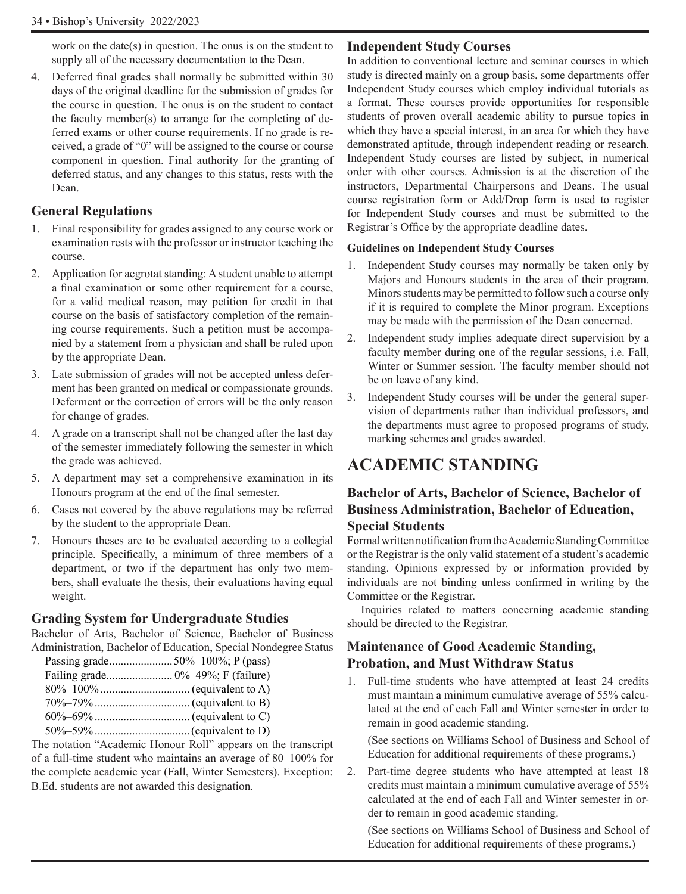work on the date(s) in question. The onus is on the student to supply all of the necessary documentation to the Dean.

4. Deferred final grades shall normally be submitted within 30 days of the original deadline for the submission of grades for the course in question. The onus is on the student to contact the faculty member(s) to arrange for the completing of deferred exams or other course requirements. If no grade is received, a grade of "0" will be assigned to the course or course component in question. Final authority for the granting of deferred status, and any changes to this status, rests with the Dean.

### General Regulations

1. Final responsibility for grades assigned to any course work or examination rests with the professor or instructor teaching the course.
2. Application for aegrotat standing: A student unable to attempt a final examination or some other requirement for a course, for a valid medical reason, may petition for credit in that course on the basis of satisfactory completion of the remaining course requirements. Such a petition must be accompanied by a statement from a physician and shall be ruled upon by the appropriate Dean.
3. Late submission of grades will not be accepted unless deferment has been granted on medical or compassionate grounds. Deferment or the correction of errors will be the only reason for change of grades.
4. A grade on a transcript shall not be changed after the last day of the semester immediately following the semester in which the grade was achieved.
5. A department may set a comprehensive examination in its Honours program at the end of the final semester.
6. Cases not covered by the above regulations may be referred by the student to the appropriate Dean.
7. Honours theses are to be evaluated according to a collegial principle. Specifically, a minimum of three members of a department, or two if the department has only two members, shall evaluate the thesis, their evaluations having equal weight.

### Grading System for Undergraduate Studies

Bachelor of Arts, Bachelor of Science, Bachelor of Business Administration, Bachelor of Education, Special Nondegree Status

| | |
|---|---|
| Passing grade | 50%–100%; P (pass) |
| Failing grade | 0%–49%; F (failure) |
| 80%–100% | (equivalent to A) |
| 70%–79% | (equivalent to B) |
| 60%–69% | (equivalent to C) |
| 50%–59% | (equivalent to D) |

The notation "Academic Honour Roll" appears on the transcript of a full-time student who maintains an average of 80–100% for the complete academic year (Fall, Winter Semesters). Exception: B.Ed. students are not awarded this designation.

### Independent Study Courses

In addition to conventional lecture and seminar courses in which study is directed mainly on a group basis, some departments offer Independent Study courses which employ individual tutorials as a format. These courses provide opportunities for responsible students of proven overall academic ability to pursue topics in which they have a special interest, in an area for which they have demonstrated aptitude, through independent reading or research. Independent Study courses are listed by subject, in numerical order with other courses. Admission is at the discretion of the instructors, Departmental Chairpersons and Deans. The usual course registration form or Add/Drop form is used to register for Independent Study courses and must be submitted to the Registrar's Office by the appropriate deadline dates.

#### Guidelines on Independent Study Courses

1. Independent Study courses may normally be taken only by Majors and Honours students in the area of their program. Minors students may be permitted to follow such a course only if it is required to complete the Minor program. Exceptions may be made with the permission of the Dean concerned.
2. Independent study implies adequate direct supervision by a faculty member during one of the regular sessions, i.e. Fall, Winter or Summer session. The faculty member should not be on leave of any kind.
3. Independent Study courses will be under the general supervision of departments rather than individual professors, and the departments must agree to proposed programs of study, marking schemes and grades awarded.

## ACADEMIC STANDING

### Bachelor of Arts, Bachelor of Science, Bachelor of Business Administration, Bachelor of Education, Special Students

Formal written notification from the Academic Standing Committee or the Registrar is the only valid statement of a student's academic standing. Opinions expressed by or information provided by individuals are not binding unless confirmed in writing by the Committee or the Registrar.

Inquiries related to matters concerning academic standing should be directed to the Registrar.

### Maintenance of Good Academic Standing, Probation, and Must Withdraw Status

1. Full-time students who have attempted at least 24 credits must maintain a minimum cumulative average of 55% calculated at the end of each Fall and Winter semester in order to remain in good academic standing.

   (See sections on Williams School of Business and School of Education for additional requirements of these programs.)

2. Part-time degree students who have attempted at least 18 credits must maintain a minimum cumulative average of 55% calculated at the end of each Fall and Winter semester in order to remain in good academic standing.

   (See sections on Williams School of Business and School of Education for additional requirements of these programs.)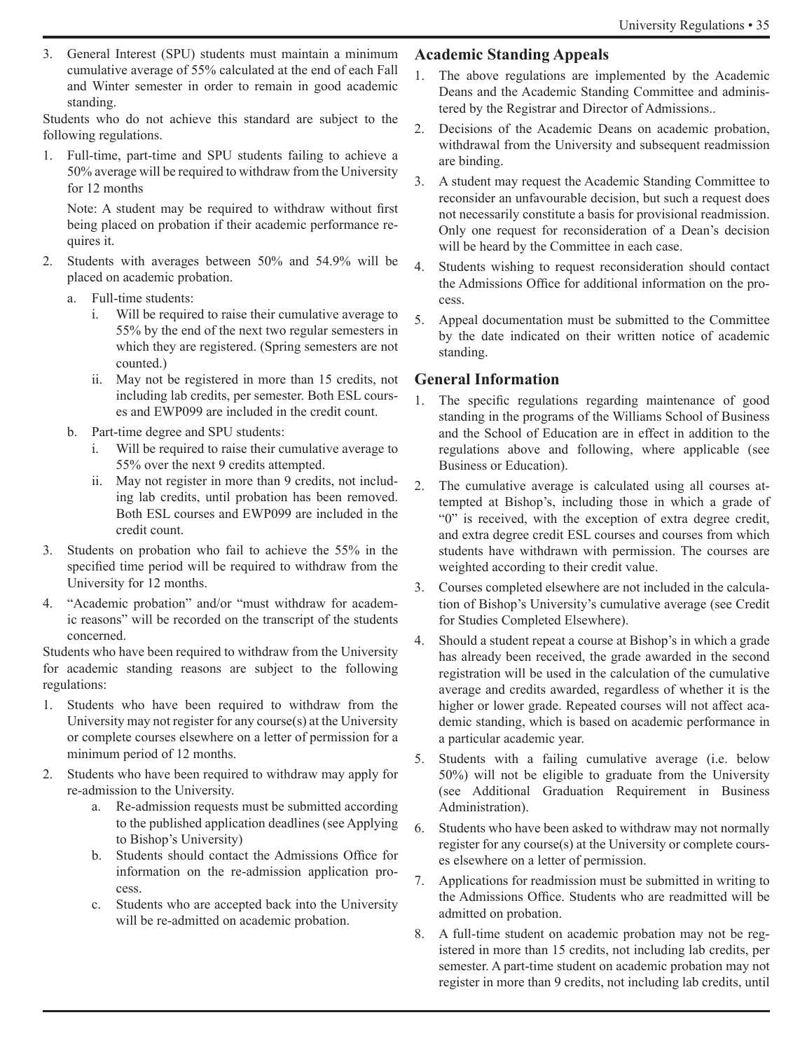3. General Interest (SPU) students must maintain a minimum cumulative average of 55% calculated at the end of each Fall and Winter semester in order to remain in good academic standing.

Students who do not achieve this standard are subject to the following regulations.

1. Full-time, part-time and SPU students failing to achieve a 50% average will be required to withdraw from the University for 12 months

   Note: A student may be required to withdraw without first being placed on probation if their academic performance requires it.

2. Students with averages between 50% and 54.9% will be placed on academic probation.
   a. Full-time students:
      i. Will be required to raise their cumulative average to 55% by the end of the next two regular semesters in which they are registered. (Spring semesters are not counted.)
      ii. May not be registered in more than 15 credits, not including lab credits, per semester. Both ESL courses and EWP099 are included in the credit count.
   b. Part-time degree and SPU students:
      i. Will be required to raise their cumulative average to 55% over the next 9 credits attempted.
      ii. May not register in more than 9 credits, not including lab credits, until probation has been removed. Both ESL courses and EWP099 are included in the credit count.
3. Students on probation who fail to achieve the 55% in the specified time period will be required to withdraw from the University for 12 months.
4. "Academic probation" and/or "must withdraw for academic reasons" will be recorded on the transcript of the students concerned.

Students who have been required to withdraw from the University for academic standing reasons are subject to the following regulations:

1. Students who have been required to withdraw from the University may not register for any course(s) at the University or complete courses elsewhere on a letter of permission for a minimum period of 12 months.
2. Students who have been required to withdraw may apply for re-admission to the University.
   a. Re-admission requests must be submitted according to the published application deadlines (see Applying to Bishop's University)
   b. Students should contact the Admissions Office for information on the re-admission application process.
   c. Students who are accepted back into the University will be re-admitted on academic probation.

## Academic Standing Appeals

1. The above regulations are implemented by the Academic Deans and the Academic Standing Committee and administered by the Registrar and Director of Admissions..
2. Decisions of the Academic Deans on academic probation, withdrawal from the University and subsequent readmission are binding.
3. A student may request the Academic Standing Committee to reconsider an unfavourable decision, but such a request does not necessarily constitute a basis for provisional readmission. Only one request for reconsideration of a Dean's decision will be heard by the Committee in each case.
4. Students wishing to request reconsideration should contact the Admissions Office for additional information on the process.
5. Appeal documentation must be submitted to the Committee by the date indicated on their written notice of academic standing.

## General Information

1. The specific regulations regarding maintenance of good standing in the programs of the Williams School of Business and the School of Education are in effect in addition to the regulations above and following, where applicable (see Business or Education).
2. The cumulative average is calculated using all courses attempted at Bishop's, including those in which a grade of "0" is received, with the exception of extra degree credit, and extra degree credit ESL courses and courses from which students have withdrawn with permission. The courses are weighted according to their credit value.
3. Courses completed elsewhere are not included in the calculation of Bishop's University's cumulative average (see Credit for Studies Completed Elsewhere).
4. Should a student repeat a course at Bishop's in which a grade has already been received, the grade awarded in the second registration will be used in the calculation of the cumulative average and credits awarded, regardless of whether it is the higher or lower grade. Repeated courses will not affect academic standing, which is based on academic performance in a particular academic year.
5. Students with a failing cumulative average (i.e. below 50%) will not be eligible to graduate from the University (see Additional Graduation Requirement in Business Administration).
6. Students who have been asked to withdraw may not normally register for any course(s) at the University or complete courses elsewhere on a letter of permission.
7. Applications for readmission must be submitted in writing to the Admissions Office. Students who are readmitted will be admitted on probation.
8. A full-time student on academic probation may not be registered in more than 15 credits, not including lab credits, per semester. A part-time student on academic probation may not register in more than 9 credits, not including lab credits, until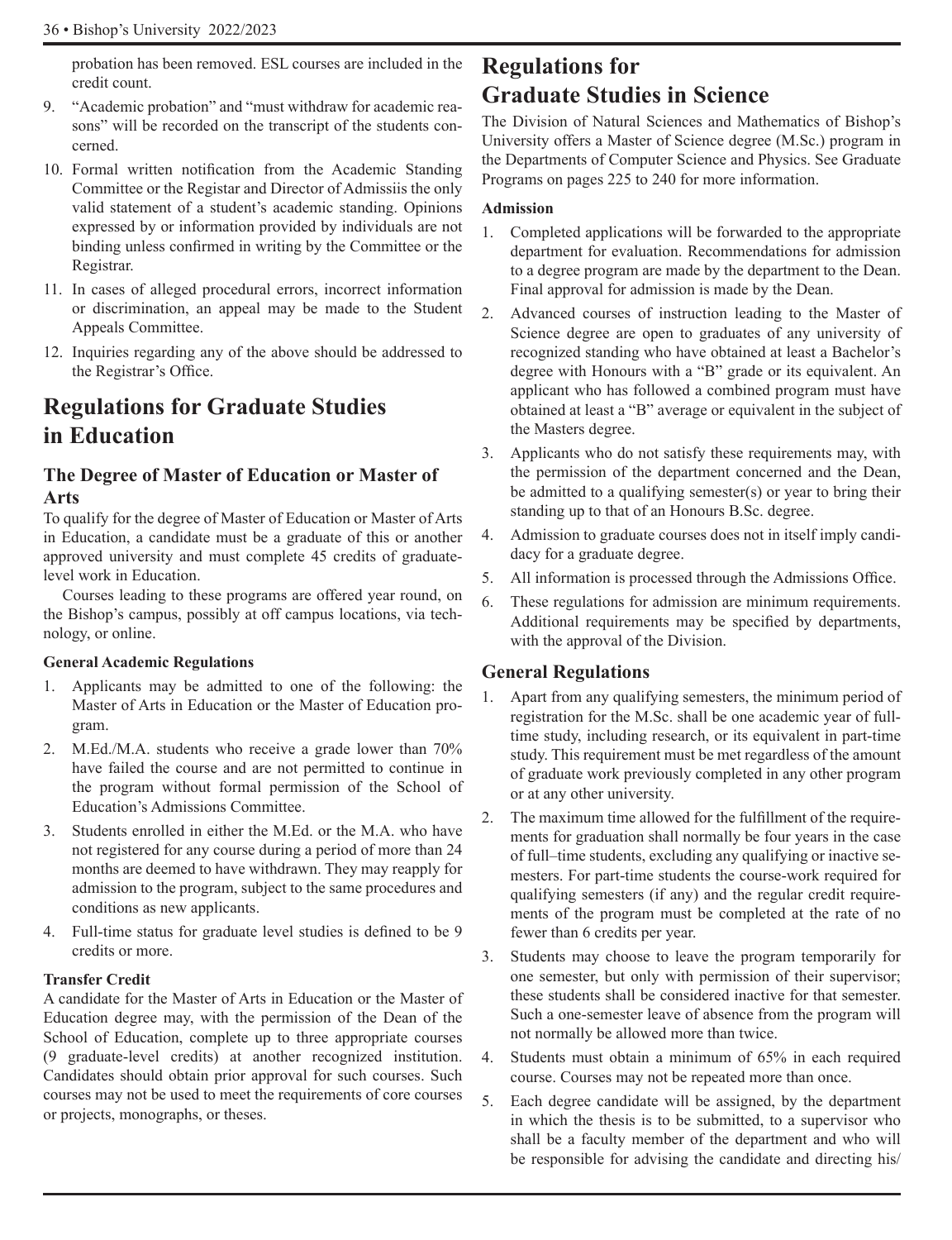probation has been removed. ESL courses are included in the credit count.

9. "Academic probation" and "must withdraw for academic reasons" will be recorded on the transcript of the students concerned.
10. Formal written notification from the Academic Standing Committee or the Registar and Director of Admissiis the only valid statement of a student's academic standing. Opinions expressed by or information provided by individuals are not binding unless confirmed in writing by the Committee or the Registrar.
11. In cases of alleged procedural errors, incorrect information or discrimination, an appeal may be made to the Student Appeals Committee.
12. Inquiries regarding any of the above should be addressed to the Registrar's Office.

# Regulations for Graduate Studies in Education

## The Degree of Master of Education or Master of Arts

To qualify for the degree of Master of Education or Master of Arts in Education, a candidate must be a graduate of this or another approved university and must complete 45 credits of graduate-level work in Education.

Courses leading to these programs are offered year round, on the Bishop's campus, possibly at off campus locations, via technology, or online.

**General Academic Regulations**

1. Applicants may be admitted to one of the following: the Master of Arts in Education or the Master of Education program.
2. M.Ed./M.A. students who receive a grade lower than 70% have failed the course and are not permitted to continue in the program without formal permission of the School of Education's Admissions Committee.
3. Students enrolled in either the M.Ed. or the M.A. who have not registered for any course during a period of more than 24 months are deemed to have withdrawn. They may reapply for admission to the program, subject to the same procedures and conditions as new applicants.
4. Full-time status for graduate level studies is defined to be 9 credits or more.

**Transfer Credit**

A candidate for the Master of Arts in Education or the Master of Education degree may, with the permission of the Dean of the School of Education, complete up to three appropriate courses (9 graduate-level credits) at another recognized institution. Candidates should obtain prior approval for such courses. Such courses may not be used to meet the requirements of core courses or projects, monographs, or theses.

# Regulations for Graduate Studies in Science

The Division of Natural Sciences and Mathematics of Bishop's University offers a Master of Science degree (M.Sc.) program in the Departments of Computer Science and Physics. See Graduate Programs on pages 225 to 240 for more information.

**Admission**

1. Completed applications will be forwarded to the appropriate department for evaluation. Recommendations for admission to a degree program are made by the department to the Dean. Final approval for admission is made by the Dean.
2. Advanced courses of instruction leading to the Master of Science degree are open to graduates of any university of recognized standing who have obtained at least a Bachelor's degree with Honours with a "B" grade or its equivalent. An applicant who has followed a combined program must have obtained at least a "B" average or equivalent in the subject of the Masters degree.
3. Applicants who do not satisfy these requirements may, with the permission of the department concerned and the Dean, be admitted to a qualifying semester(s) or year to bring their standing up to that of an Honours B.Sc. degree.
4. Admission to graduate courses does not in itself imply candidacy for a graduate degree.
5. All information is processed through the Admissions Office.
6. These regulations for admission are minimum requirements. Additional requirements may be specified by departments, with the approval of the Division.

## General Regulations

1. Apart from any qualifying semesters, the minimum period of registration for the M.Sc. shall be one academic year of full-time study, including research, or its equivalent in part-time study. This requirement must be met regardless of the amount of graduate work previously completed in any other program or at any other university.
2. The maximum time allowed for the fulfillment of the requirements for graduation shall normally be four years in the case of full–time students, excluding any qualifying or inactive semesters. For part-time students the course-work required for qualifying semesters (if any) and the regular credit requirements of the program must be completed at the rate of no fewer than 6 credits per year.
3. Students may choose to leave the program temporarily for one semester, but only with permission of their supervisor; these students shall be considered inactive for that semester. Such a one-semester leave of absence from the program will not normally be allowed more than twice.
4. Students must obtain a minimum of 65% in each required course. Courses may not be repeated more than once.
5. Each degree candidate will be assigned, by the department in which the thesis is to be submitted, to a supervisor who shall be a faculty member of the department and who will be responsible for advising the candidate and directing his/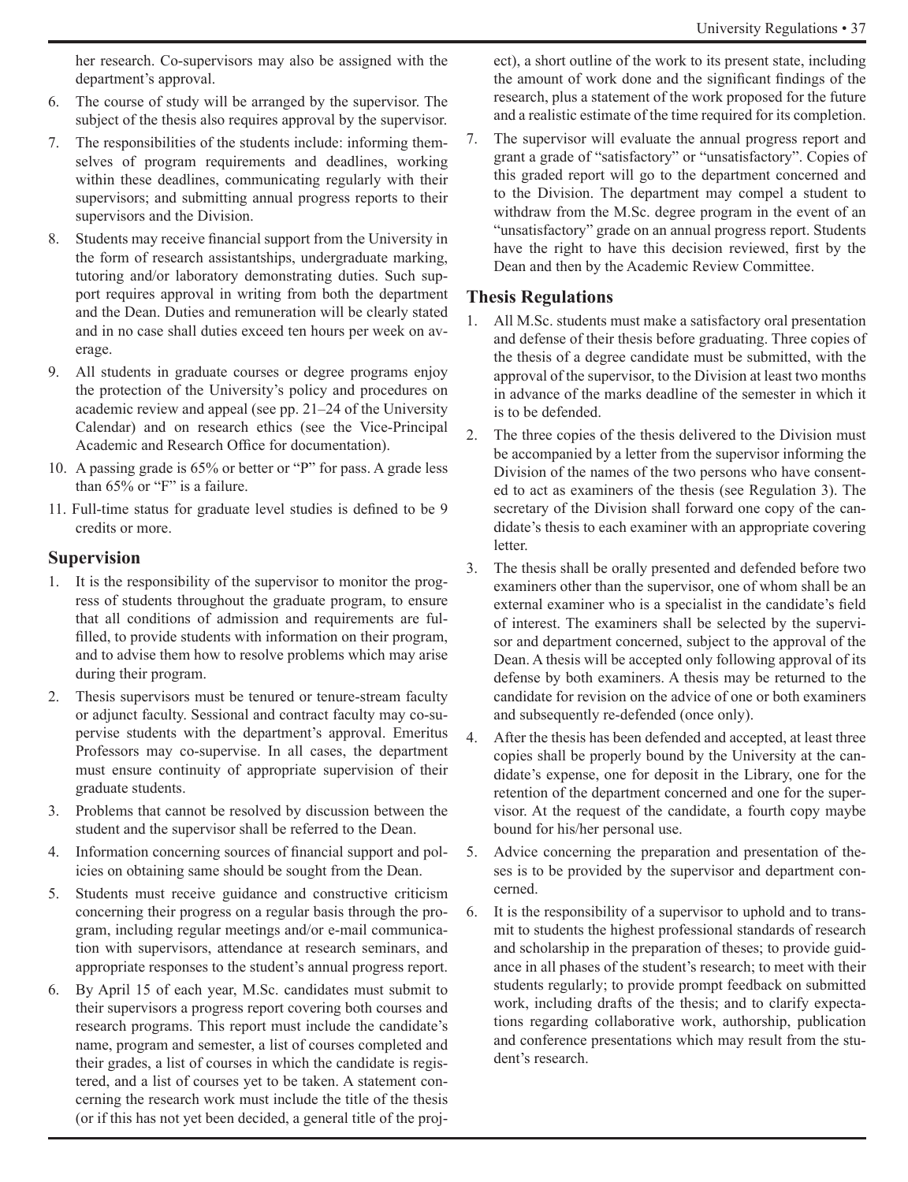her research. Co-supervisors may also be assigned with the department's approval.

6. The course of study will be arranged by the supervisor. The subject of the thesis also requires approval by the supervisor.
7. The responsibilities of the students include: informing themselves of program requirements and deadlines, working within these deadlines, communicating regularly with their supervisors; and submitting annual progress reports to their supervisors and the Division.
8. Students may receive financial support from the University in the form of research assistantships, undergraduate marking, tutoring and/or laboratory demonstrating duties. Such support requires approval in writing from both the department and the Dean. Duties and remuneration will be clearly stated and in no case shall duties exceed ten hours per week on average.
9. All students in graduate courses or degree programs enjoy the protection of the University's policy and procedures on academic review and appeal (see pp. 21–24 of the University Calendar) and on research ethics (see the Vice-Principal Academic and Research Office for documentation).
10. A passing grade is 65% or better or "P" for pass. A grade less than 65% or "F" is a failure.
11. Full-time status for graduate level studies is defined to be 9 credits or more.

## Supervision

1. It is the responsibility of the supervisor to monitor the progress of students throughout the graduate program, to ensure that all conditions of admission and requirements are fulfilled, to provide students with information on their program, and to advise them how to resolve problems which may arise during their program.
2. Thesis supervisors must be tenured or tenure-stream faculty or adjunct faculty. Sessional and contract faculty may co-supervise students with the department's approval. Emeritus Professors may co-supervise. In all cases, the department must ensure continuity of appropriate supervision of their graduate students.
3. Problems that cannot be resolved by discussion between the student and the supervisor shall be referred to the Dean.
4. Information concerning sources of financial support and policies on obtaining same should be sought from the Dean.
5. Students must receive guidance and constructive criticism concerning their progress on a regular basis through the program, including regular meetings and/or e-mail communication with supervisors, attendance at research seminars, and appropriate responses to the student's annual progress report.
6. By April 15 of each year, M.Sc. candidates must submit to their supervisors a progress report covering both courses and research programs. This report must include the candidate's name, program and semester, a list of courses completed and their grades, a list of courses in which the candidate is registered, and a list of courses yet to be taken. A statement concerning the research work must include the title of the thesis (or if this has not yet been decided, a general title of the project), a short outline of the work to its present state, including the amount of work done and the significant findings of the research, plus a statement of the work proposed for the future and a realistic estimate of the time required for its completion.
7. The supervisor will evaluate the annual progress report and grant a grade of "satisfactory" or "unsatisfactory". Copies of this graded report will go to the department concerned and to the Division. The department may compel a student to withdraw from the M.Sc. degree program in the event of an "unsatisfactory" grade on an annual progress report. Students have the right to have this decision reviewed, first by the Dean and then by the Academic Review Committee.

## Thesis Regulations

1. All M.Sc. students must make a satisfactory oral presentation and defense of their thesis before graduating. Three copies of the thesis of a degree candidate must be submitted, with the approval of the supervisor, to the Division at least two months in advance of the marks deadline of the semester in which it is to be defended.
2. The three copies of the thesis delivered to the Division must be accompanied by a letter from the supervisor informing the Division of the names of the two persons who have consented to act as examiners of the thesis (see Regulation 3). The secretary of the Division shall forward one copy of the candidate's thesis to each examiner with an appropriate covering letter.
3. The thesis shall be orally presented and defended before two examiners other than the supervisor, one of whom shall be an external examiner who is a specialist in the candidate's field of interest. The examiners shall be selected by the supervisor and department concerned, subject to the approval of the Dean. A thesis will be accepted only following approval of its defense by both examiners. A thesis may be returned to the candidate for revision on the advice of one or both examiners and subsequently re-defended (once only).
4. After the thesis has been defended and accepted, at least three copies shall be properly bound by the University at the candidate's expense, one for deposit in the Library, one for the retention of the department concerned and one for the supervisor. At the request of the candidate, a fourth copy maybe bound for his/her personal use.
5. Advice concerning the preparation and presentation of theses is to be provided by the supervisor and department concerned.
6. It is the responsibility of a supervisor to uphold and to transmit to students the highest professional standards of research and scholarship in the preparation of theses; to provide guidance in all phases of the student's research; to meet with their students regularly; to provide prompt feedback on submitted work, including drafts of the thesis; and to clarify expectations regarding collaborative work, authorship, publication and conference presentations which may result from the student's research.